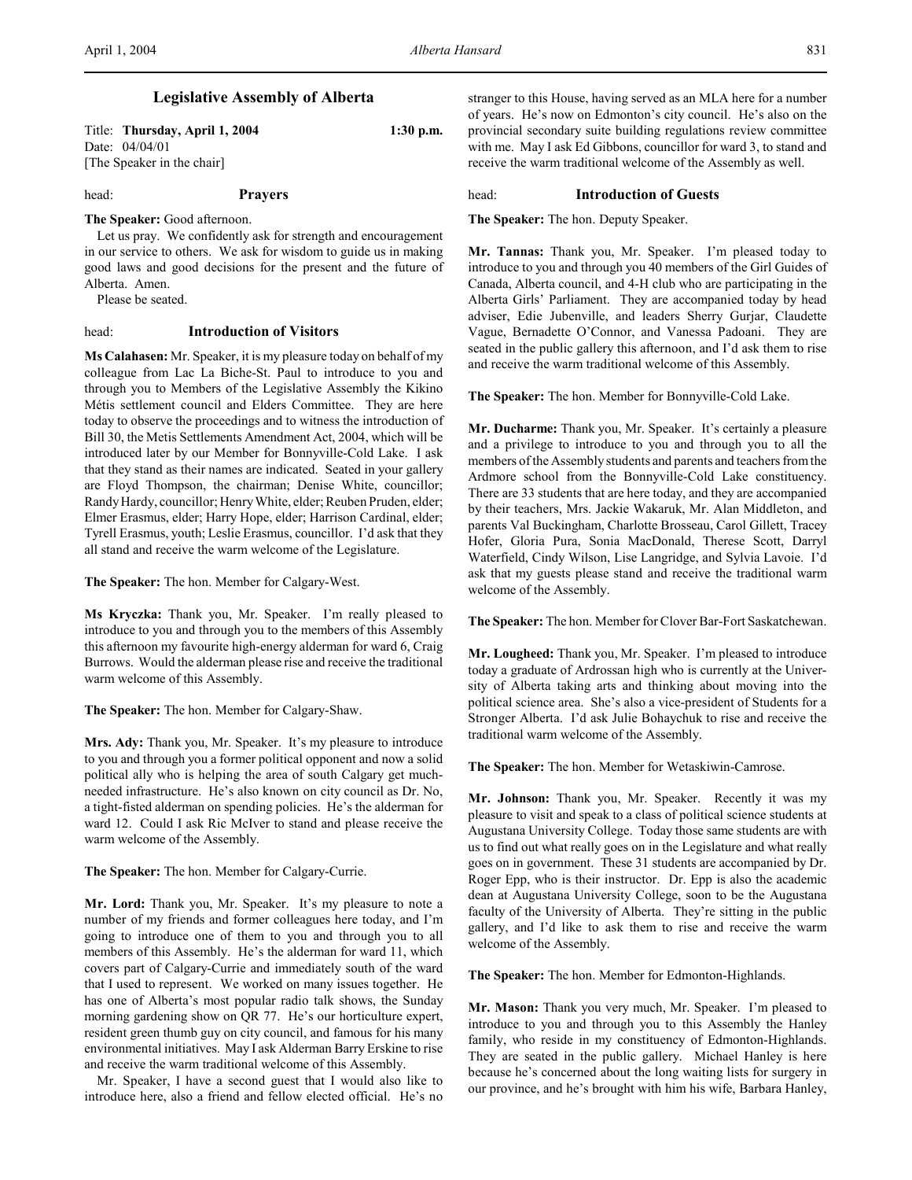# Legislative Assembly of Alberta

Title: **Thursday, April 1, 2004** **1:30 p.m.**
Date: 04/04/01
[The Speaker in the chair]

head: **Prayers**

**The Speaker:** Good afternoon.

Let us pray. We confidently ask for strength and encouragement in our service to others. We ask for wisdom to guide us in making good laws and good decisions for the present and the future of Alberta. Amen.

Please be seated.

head: **Introduction of Visitors**

**Ms Calahasen:** Mr. Speaker, it is my pleasure today on behalf of my colleague from Lac La Biche-St. Paul to introduce to you and through you to Members of the Legislative Assembly the Kikino Métis settlement council and Elders Committee. They are here today to observe the proceedings and to witness the introduction of Bill 30, the Metis Settlements Amendment Act, 2004, which will be introduced later by our Member for Bonnyville-Cold Lake. I ask that they stand as their names are indicated. Seated in your gallery are Floyd Thompson, the chairman; Denise White, councillor; Randy Hardy, councillor; Henry White, elder; Reuben Pruden, elder; Elmer Erasmus, elder; Harry Hope, elder; Harrison Cardinal, elder; Tyrell Erasmus, youth; Leslie Erasmus, councillor. I'd ask that they all stand and receive the warm welcome of the Legislature.

**The Speaker:** The hon. Member for Calgary-West.

**Ms Kryczka:** Thank you, Mr. Speaker. I'm really pleased to introduce to you and through you to the members of this Assembly this afternoon my favourite high-energy alderman for ward 6, Craig Burrows. Would the alderman please rise and receive the traditional warm welcome of this Assembly.

**The Speaker:** The hon. Member for Calgary-Shaw.

**Mrs. Ady:** Thank you, Mr. Speaker. It's my pleasure to introduce to you and through you a former political opponent and now a solid political ally who is helping the area of south Calgary get much-needed infrastructure. He's also known on city council as Dr. No, a tight-fisted alderman on spending policies. He's the alderman for ward 12. Could I ask Ric McIver to stand and please receive the warm welcome of the Assembly.

**The Speaker:** The hon. Member for Calgary-Currie.

**Mr. Lord:** Thank you, Mr. Speaker. It's my pleasure to note a number of my friends and former colleagues here today, and I'm going to introduce one of them to you and through you to all members of this Assembly. He's the alderman for ward 11, which covers part of Calgary-Currie and immediately south of the ward that I used to represent. We worked on many issues together. He has one of Alberta's most popular radio talk shows, the Sunday morning gardening show on QR 77. He's our horticulture expert, resident green thumb guy on city council, and famous for his many environmental initiatives. May I ask Alderman Barry Erskine to rise and receive the warm traditional welcome of this Assembly.

Mr. Speaker, I have a second guest that I would also like to introduce here, also a friend and fellow elected official. He's no stranger to this House, having served as an MLA here for a number of years. He's now on Edmonton's city council. He's also on the provincial secondary suite building regulations review committee with me. May I ask Ed Gibbons, councillor for ward 3, to stand and receive the warm traditional welcome of the Assembly as well.

head: **Introduction of Guests**

**The Speaker:** The hon. Deputy Speaker.

**Mr. Tannas:** Thank you, Mr. Speaker. I'm pleased today to introduce to you and through you 40 members of the Girl Guides of Canada, Alberta council, and 4-H club who are participating in the Alberta Girls' Parliament. They are accompanied today by head adviser, Edie Jubenville, and leaders Sherry Gurjar, Claudette Vague, Bernadette O'Connor, and Vanessa Padoani. They are seated in the public gallery this afternoon, and I'd ask them to rise and receive the warm traditional welcome of this Assembly.

**The Speaker:** The hon. Member for Bonnyville-Cold Lake.

**Mr. Ducharme:** Thank you, Mr. Speaker. It's certainly a pleasure and a privilege to introduce to you and through you to all the members of the Assembly students and parents and teachers from the Ardmore school from the Bonnyville-Cold Lake constituency. There are 33 students that are here today, and they are accompanied by their teachers, Mrs. Jackie Wakaruk, Mr. Alan Middleton, and parents Val Buckingham, Charlotte Brosseau, Carol Gillett, Tracey Hofer, Gloria Pura, Sonia MacDonald, Therese Scott, Darryl Waterfield, Cindy Wilson, Lise Langridge, and Sylvia Lavoie. I'd ask that my guests please stand and receive the traditional warm welcome of the Assembly.

**The Speaker:** The hon. Member for Clover Bar-Fort Saskatchewan.

**Mr. Lougheed:** Thank you, Mr. Speaker. I'm pleased to introduce today a graduate of Ardrossan high who is currently at the University of Alberta taking arts and thinking about moving into the political science area. She's also a vice-president of Students for a Stronger Alberta. I'd ask Julie Bohaychuk to rise and receive the traditional warm welcome of the Assembly.

**The Speaker:** The hon. Member for Wetaskiwin-Camrose.

**Mr. Johnson:** Thank you, Mr. Speaker. Recently it was my pleasure to visit and speak to a class of political science students at Augustana University College. Today those same students are with us to find out what really goes on in the Legislature and what really goes on in government. These 31 students are accompanied by Dr. Roger Epp, who is their instructor. Dr. Epp is also the academic dean at Augustana University College, soon to be the Augustana faculty of the University of Alberta. They're sitting in the public gallery, and I'd like to ask them to rise and receive the warm welcome of the Assembly.

**The Speaker:** The hon. Member for Edmonton-Highlands.

**Mr. Mason:** Thank you very much, Mr. Speaker. I'm pleased to introduce to you and through you to this Assembly the Hanley family, who reside in my constituency of Edmonton-Highlands. They are seated in the public gallery. Michael Hanley is here because he's concerned about the long waiting lists for surgery in our province, and he's brought with him his wife, Barbara Hanley,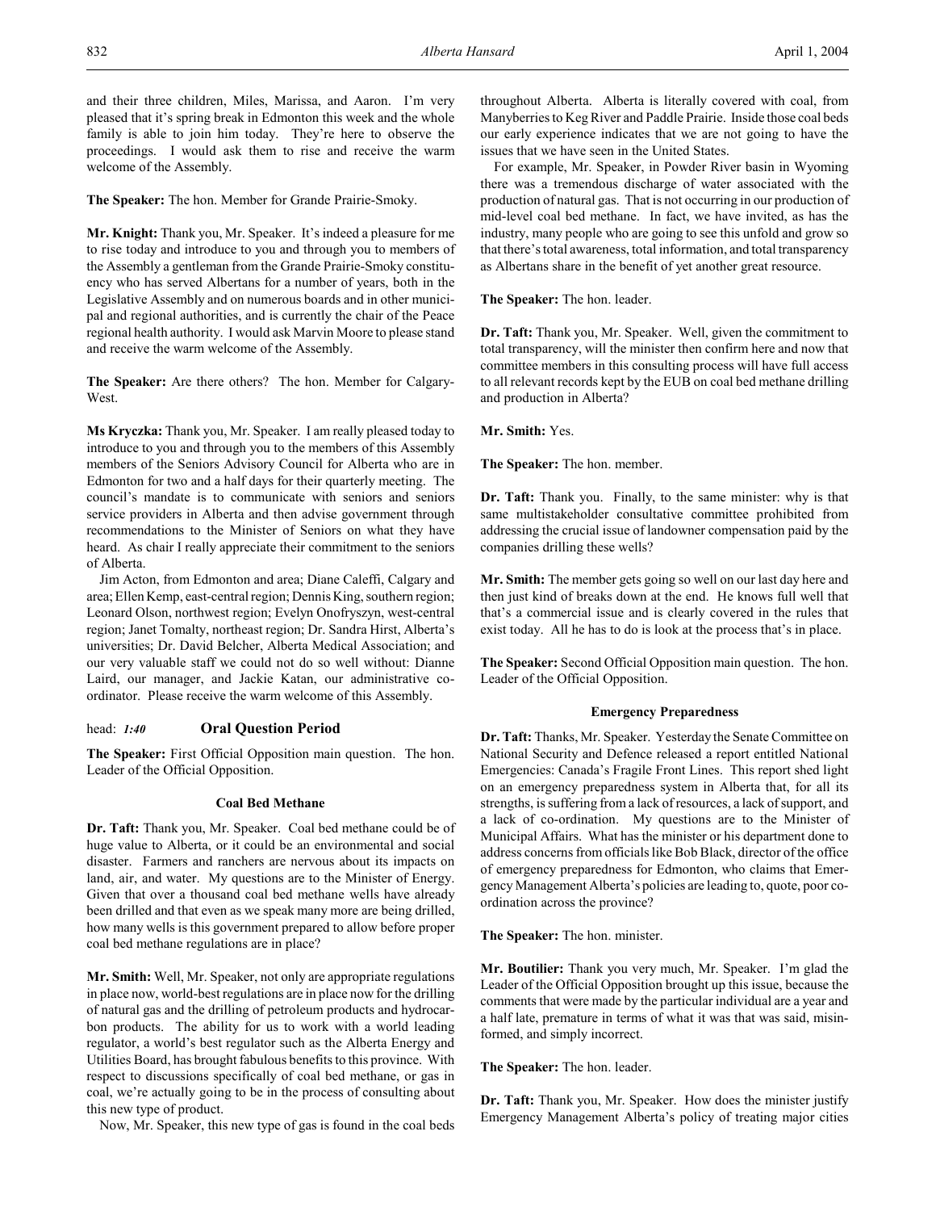and their three children, Miles, Marissa, and Aaron. I'm very pleased that it's spring break in Edmonton this week and the whole family is able to join him today. They're here to observe the proceedings. I would ask them to rise and receive the warm welcome of the Assembly.

**The Speaker:** The hon. Member for Grande Prairie-Smoky.

**Mr. Knight:** Thank you, Mr. Speaker. It's indeed a pleasure for me to rise today and introduce to you and through you to members of the Assembly a gentleman from the Grande Prairie-Smoky constituency who has served Albertans for a number of years, both in the Legislative Assembly and on numerous boards and in other municipal and regional authorities, and is currently the chair of the Peace regional health authority. I would ask Marvin Moore to please stand and receive the warm welcome of the Assembly.

**The Speaker:** Are there others? The hon. Member for Calgary-West.

**Ms Kryczka:** Thank you, Mr. Speaker. I am really pleased today to introduce to you and through you to the members of this Assembly members of the Seniors Advisory Council for Alberta who are in Edmonton for two and a half days for their quarterly meeting. The council's mandate is to communicate with seniors and seniors service providers in Alberta and then advise government through recommendations to the Minister of Seniors on what they have heard. As chair I really appreciate their commitment to the seniors of Alberta.

Jim Acton, from Edmonton and area; Diane Caleffi, Calgary and area; Ellen Kemp, east-central region; Dennis King, southern region; Leonard Olson, northwest region; Evelyn Onofryszyn, west-central region; Janet Tomalty, northeast region; Dr. Sandra Hirst, Alberta's universities; Dr. David Belcher, Alberta Medical Association; and our very valuable staff we could not do so well without: Dianne Laird, our manager, and Jackie Katan, our administrative co-ordinator. Please receive the warm welcome of this Assembly.

head: *1:40* **Oral Question Period**

**The Speaker:** First Official Opposition main question. The hon. Leader of the Official Opposition.

### Coal Bed Methane

**Dr. Taft:** Thank you, Mr. Speaker. Coal bed methane could be of huge value to Alberta, or it could be an environmental and social disaster. Farmers and ranchers are nervous about its impacts on land, air, and water. My questions are to the Minister of Energy. Given that over a thousand coal bed methane wells have already been drilled and that even as we speak many more are being drilled, how many wells is this government prepared to allow before proper coal bed methane regulations are in place?

**Mr. Smith:** Well, Mr. Speaker, not only are appropriate regulations in place now, world-best regulations are in place now for the drilling of natural gas and the drilling of petroleum products and hydrocarbon products. The ability for us to work with a world leading regulator, a world's best regulator such as the Alberta Energy and Utilities Board, has brought fabulous benefits to this province. With respect to discussions specifically of coal bed methane, or gas in coal, we're actually going to be in the process of consulting about this new type of product.

Now, Mr. Speaker, this new type of gas is found in the coal beds throughout Alberta. Alberta is literally covered with coal, from Manyberries to Keg River and Paddle Prairie. Inside those coal beds our early experience indicates that we are not going to have the issues that we have seen in the United States.

For example, Mr. Speaker, in Powder River basin in Wyoming there was a tremendous discharge of water associated with the production of natural gas. That is not occurring in our production of mid-level coal bed methane. In fact, we have invited, as has the industry, many people who are going to see this unfold and grow so that there's total awareness, total information, and total transparency as Albertans share in the benefit of yet another great resource.

**The Speaker:** The hon. leader.

**Dr. Taft:** Thank you, Mr. Speaker. Well, given the commitment to total transparency, will the minister then confirm here and now that committee members in this consulting process will have full access to all relevant records kept by the EUB on coal bed methane drilling and production in Alberta?

**Mr. Smith:** Yes.

**The Speaker:** The hon. member.

**Dr. Taft:** Thank you. Finally, to the same minister: why is that same multistakeholder consultative committee prohibited from addressing the crucial issue of landowner compensation paid by the companies drilling these wells?

**Mr. Smith:** The member gets going so well on our last day here and then just kind of breaks down at the end. He knows full well that that's a commercial issue and is clearly covered in the rules that exist today. All he has to do is look at the process that's in place.

**The Speaker:** Second Official Opposition main question. The hon. Leader of the Official Opposition.

### Emergency Preparedness

**Dr. Taft:** Thanks, Mr. Speaker. Yesterday the Senate Committee on National Security and Defence released a report entitled National Emergencies: Canada's Fragile Front Lines. This report shed light on an emergency preparedness system in Alberta that, for all its strengths, is suffering from a lack of resources, a lack of support, and a lack of co-ordination. My questions are to the Minister of Municipal Affairs. What has the minister or his department done to address concerns from officials like Bob Black, director of the office of emergency preparedness for Edmonton, who claims that Emergency Management Alberta's policies are leading to, quote, poor co-ordination across the province?

**The Speaker:** The hon. minister.

**Mr. Boutilier:** Thank you very much, Mr. Speaker. I'm glad the Leader of the Official Opposition brought up this issue, because the comments that were made by the particular individual are a year and a half late, premature in terms of what it was that was said, misinformed, and simply incorrect.

**The Speaker:** The hon. leader.

**Dr. Taft:** Thank you, Mr. Speaker. How does the minister justify Emergency Management Alberta's policy of treating major cities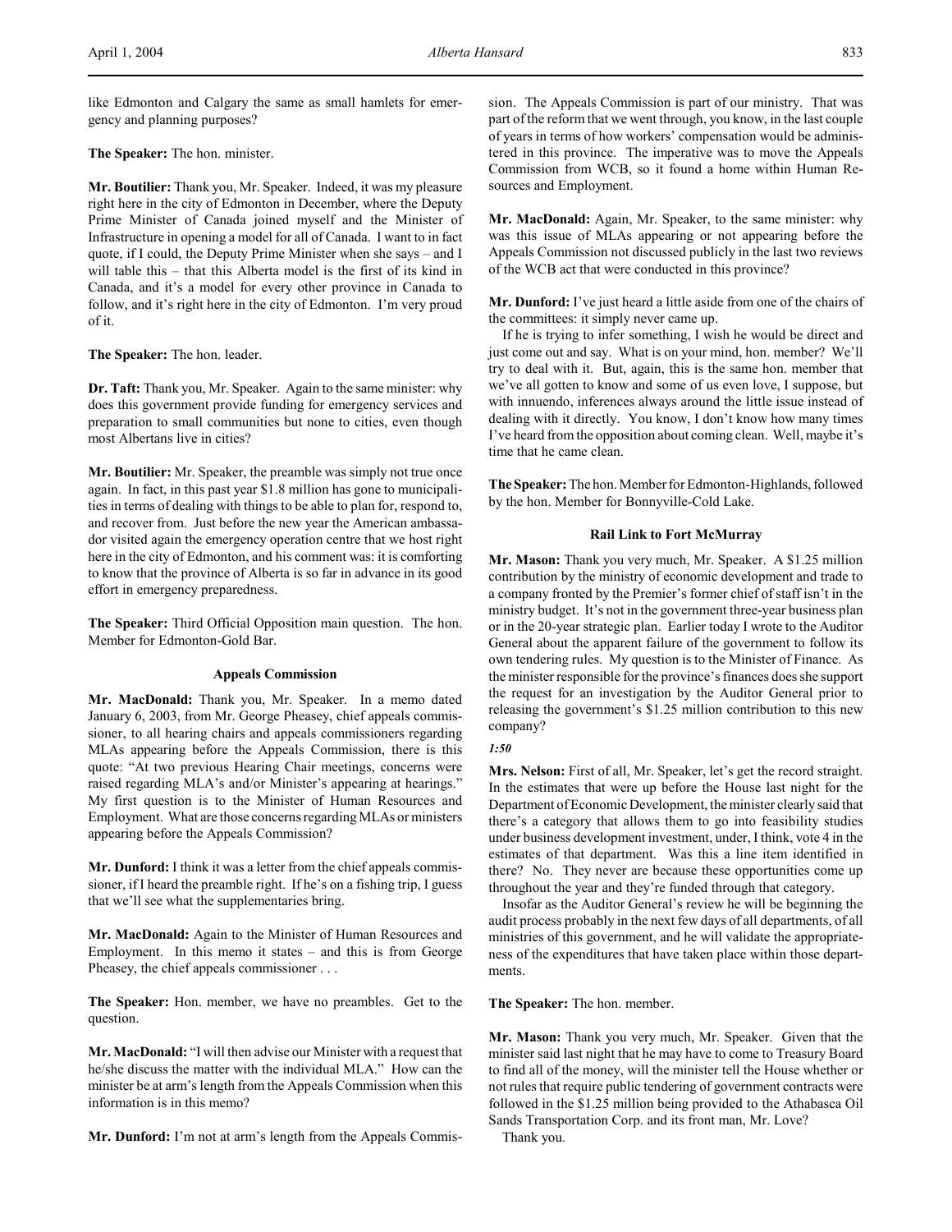like Edmonton and Calgary the same as small hamlets for emergency and planning purposes?

**The Speaker:** The hon. minister.

**Mr. Boutilier:** Thank you, Mr. Speaker. Indeed, it was my pleasure right here in the city of Edmonton in December, where the Deputy Prime Minister of Canada joined myself and the Minister of Infrastructure in opening a model for all of Canada. I want to in fact quote, if I could, the Deputy Prime Minister when she says – and I will table this – that this Alberta model is the first of its kind in Canada, and it's a model for every other province in Canada to follow, and it's right here in the city of Edmonton. I'm very proud of it.

**The Speaker:** The hon. leader.

**Dr. Taft:** Thank you, Mr. Speaker. Again to the same minister: why does this government provide funding for emergency services and preparation to small communities but none to cities, even though most Albertans live in cities?

**Mr. Boutilier:** Mr. Speaker, the preamble was simply not true once again. In fact, in this past year $1.8 million has gone to municipalities in terms of dealing with things to be able to plan for, respond to, and recover from. Just before the new year the American ambassador visited again the emergency operation centre that we host right here in the city of Edmonton, and his comment was: it is comforting to know that the province of Alberta is so far in advance in its good effort in emergency preparedness.

**The Speaker:** Third Official Opposition main question. The hon. Member for Edmonton-Gold Bar.

### Appeals Commission

**Mr. MacDonald:** Thank you, Mr. Speaker. In a memo dated January 6, 2003, from Mr. George Pheasey, chief appeals commissioner, to all hearing chairs and appeals commissioners regarding MLAs appearing before the Appeals Commission, there is this quote: "At two previous Hearing Chair meetings, concerns were raised regarding MLA's and/or Minister's appearing at hearings." My first question is to the Minister of Human Resources and Employment. What are those concerns regarding MLAs or ministers appearing before the Appeals Commission?

**Mr. Dunford:** I think it was a letter from the chief appeals commissioner, if I heard the preamble right. If he's on a fishing trip, I guess that we'll see what the supplementaries bring.

**Mr. MacDonald:** Again to the Minister of Human Resources and Employment. In this memo it states – and this is from George Pheasey, the chief appeals commissioner . . .

**The Speaker:** Hon. member, we have no preambles. Get to the question.

**Mr. MacDonald:** "I will then advise our Minister with a request that he/she discuss the matter with the individual MLA." How can the minister be at arm's length from the Appeals Commission when this information is in this memo?

**Mr. Dunford:** I'm not at arm's length from the Appeals Commission. The Appeals Commission is part of our ministry. That was part of the reform that we went through, you know, in the last couple of years in terms of how workers' compensation would be administered in this province. The imperative was to move the Appeals Commission from WCB, so it found a home within Human Resources and Employment.

**Mr. MacDonald:** Again, Mr. Speaker, to the same minister: why was this issue of MLAs appearing or not appearing before the Appeals Commission not discussed publicly in the last two reviews of the WCB act that were conducted in this province?

**Mr. Dunford:** I've just heard a little aside from one of the chairs of the committees: it simply never came up.

If he is trying to infer something, I wish he would be direct and just come out and say. What is on your mind, hon. member? We'll try to deal with it. But, again, this is the same hon. member that we've all gotten to know and some of us even love, I suppose, but with innuendo, inferences always around the little issue instead of dealing with it directly. You know, I don't know how many times I've heard from the opposition about coming clean. Well, maybe it's time that he came clean.

**The Speaker:** The hon. Member for Edmonton-Highlands, followed by the hon. Member for Bonnyville-Cold Lake.

### Rail Link to Fort McMurray

**Mr. Mason:** Thank you very much, Mr. Speaker. A $1.25 million contribution by the ministry of economic development and trade to a company fronted by the Premier's former chief of staff isn't in the ministry budget. It's not in the government three-year business plan or in the 20-year strategic plan. Earlier today I wrote to the Auditor General about the apparent failure of the government to follow its own tendering rules. My question is to the Minister of Finance. As the minister responsible for the province's finances does she support the request for an investigation by the Auditor General prior to releasing the government's $1.25 million contribution to this new company?

*1:50*

**Mrs. Nelson:** First of all, Mr. Speaker, let's get the record straight. In the estimates that were up before the House last night for the Department of Economic Development, the minister clearly said that there's a category that allows them to go into feasibility studies under business development investment, under, I think, vote 4 in the estimates of that department. Was this a line item identified in there? No. They never are because these opportunities come up throughout the year and they're funded through that category.

Insofar as the Auditor General's review he will be beginning the audit process probably in the next few days of all departments, of all ministries of this government, and he will validate the appropriateness of the expenditures that have taken place within those departments.

**The Speaker:** The hon. member.

**Mr. Mason:** Thank you very much, Mr. Speaker. Given that the minister said last night that he may have to come to Treasury Board to find all of the money, will the minister tell the House whether or not rules that require public tendering of government contracts were followed in the $1.25 million being provided to the Athabasca Oil Sands Transportation Corp. and its front man, Mr. Love?

Thank you.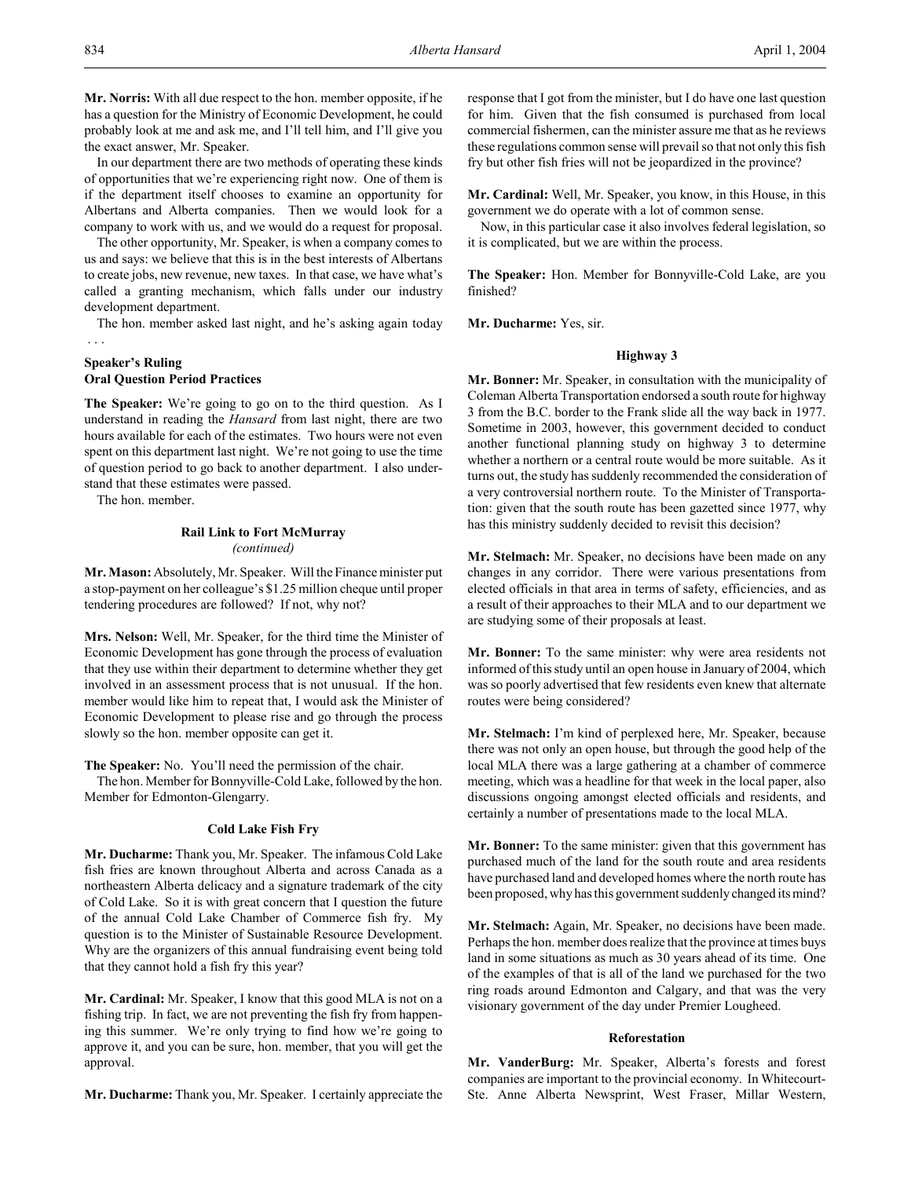**Mr. Norris:** With all due respect to the hon. member opposite, if he has a question for the Ministry of Economic Development, he could probably look at me and ask me, and I'll tell him, and I'll give you the exact answer, Mr. Speaker.

In our department there are two methods of operating these kinds of opportunities that we're experiencing right now. One of them is if the department itself chooses to examine an opportunity for Albertans and Alberta companies. Then we would look for a company to work with us, and we would do a request for proposal.

The other opportunity, Mr. Speaker, is when a company comes to us and says: we believe that this is in the best interests of Albertans to create jobs, new revenue, new taxes. In that case, we have what's called a granting mechanism, which falls under our industry development department.

The hon. member asked last night, and he's asking again today . . .

**Speaker's Ruling**
**Oral Question Period Practices**

**The Speaker:** We're going to go on to the third question. As I understand in reading the *Hansard* from last night, there are two hours available for each of the estimates. Two hours were not even spent on this department last night. We're not going to use the time of question period to go back to another department. I also understand that these estimates were passed.

The hon. member.

### Rail Link to Fort McMurray
*(continued)*

**Mr. Mason:** Absolutely, Mr. Speaker. Will the Finance minister put a stop-payment on her colleague's $1.25 million cheque until proper tendering procedures are followed? If not, why not?

**Mrs. Nelson:** Well, Mr. Speaker, for the third time the Minister of Economic Development has gone through the process of evaluation that they use within their department to determine whether they get involved in an assessment process that is not unusual. If the hon. member would like him to repeat that, I would ask the Minister of Economic Development to please rise and go through the process slowly so the hon. member opposite can get it.

**The Speaker:** No. You'll need the permission of the chair.

The hon. Member for Bonnyville-Cold Lake, followed by the hon. Member for Edmonton-Glengarry.

### Cold Lake Fish Fry

**Mr. Ducharme:** Thank you, Mr. Speaker. The infamous Cold Lake fish fries are known throughout Alberta and across Canada as a northeastern Alberta delicacy and a signature trademark of the city of Cold Lake. So it is with great concern that I question the future of the annual Cold Lake Chamber of Commerce fish fry. My question is to the Minister of Sustainable Resource Development. Why are the organizers of this annual fundraising event being told that they cannot hold a fish fry this year?

**Mr. Cardinal:** Mr. Speaker, I know that this good MLA is not on a fishing trip. In fact, we are not preventing the fish fry from happening this summer. We're only trying to find how we're going to approve it, and you can be sure, hon. member, that you will get the approval.

**Mr. Ducharme:** Thank you, Mr. Speaker. I certainly appreciate the response that I got from the minister, but I do have one last question for him. Given that the fish consumed is purchased from local commercial fishermen, can the minister assure me that as he reviews these regulations common sense will prevail so that not only this fish fry but other fish fries will not be jeopardized in the province?

**Mr. Cardinal:** Well, Mr. Speaker, you know, in this House, in this government we do operate with a lot of common sense.

Now, in this particular case it also involves federal legislation, so it is complicated, but we are within the process.

**The Speaker:** Hon. Member for Bonnyville-Cold Lake, are you finished?

**Mr. Ducharme:** Yes, sir.

### Highway 3

**Mr. Bonner:** Mr. Speaker, in consultation with the municipality of Coleman Alberta Transportation endorsed a south route for highway 3 from the B.C. border to the Frank slide all the way back in 1977. Sometime in 2003, however, this government decided to conduct another functional planning study on highway 3 to determine whether a northern or a central route would be more suitable. As it turns out, the study has suddenly recommended the consideration of a very controversial northern route. To the Minister of Transportation: given that the south route has been gazetted since 1977, why has this ministry suddenly decided to revisit this decision?

**Mr. Stelmach:** Mr. Speaker, no decisions have been made on any changes in any corridor. There were various presentations from elected officials in that area in terms of safety, efficiencies, and as a result of their approaches to their MLA and to our department we are studying some of their proposals at least.

**Mr. Bonner:** To the same minister: why were area residents not informed of this study until an open house in January of 2004, which was so poorly advertised that few residents even knew that alternate routes were being considered?

**Mr. Stelmach:** I'm kind of perplexed here, Mr. Speaker, because there was not only an open house, but through the good help of the local MLA there was a large gathering at a chamber of commerce meeting, which was a headline for that week in the local paper, also discussions ongoing amongst elected officials and residents, and certainly a number of presentations made to the local MLA.

**Mr. Bonner:** To the same minister: given that this government has purchased much of the land for the south route and area residents have purchased land and developed homes where the north route has been proposed, why has this government suddenly changed its mind?

**Mr. Stelmach:** Again, Mr. Speaker, no decisions have been made. Perhaps the hon. member does realize that the province at times buys land in some situations as much as 30 years ahead of its time. One of the examples of that is all of the land we purchased for the two ring roads around Edmonton and Calgary, and that was the very visionary government of the day under Premier Lougheed.

### Reforestation

**Mr. VanderBurg:** Mr. Speaker, Alberta's forests and forest companies are important to the provincial economy. In Whitecourt-Ste. Anne Alberta Newsprint, West Fraser, Millar Western,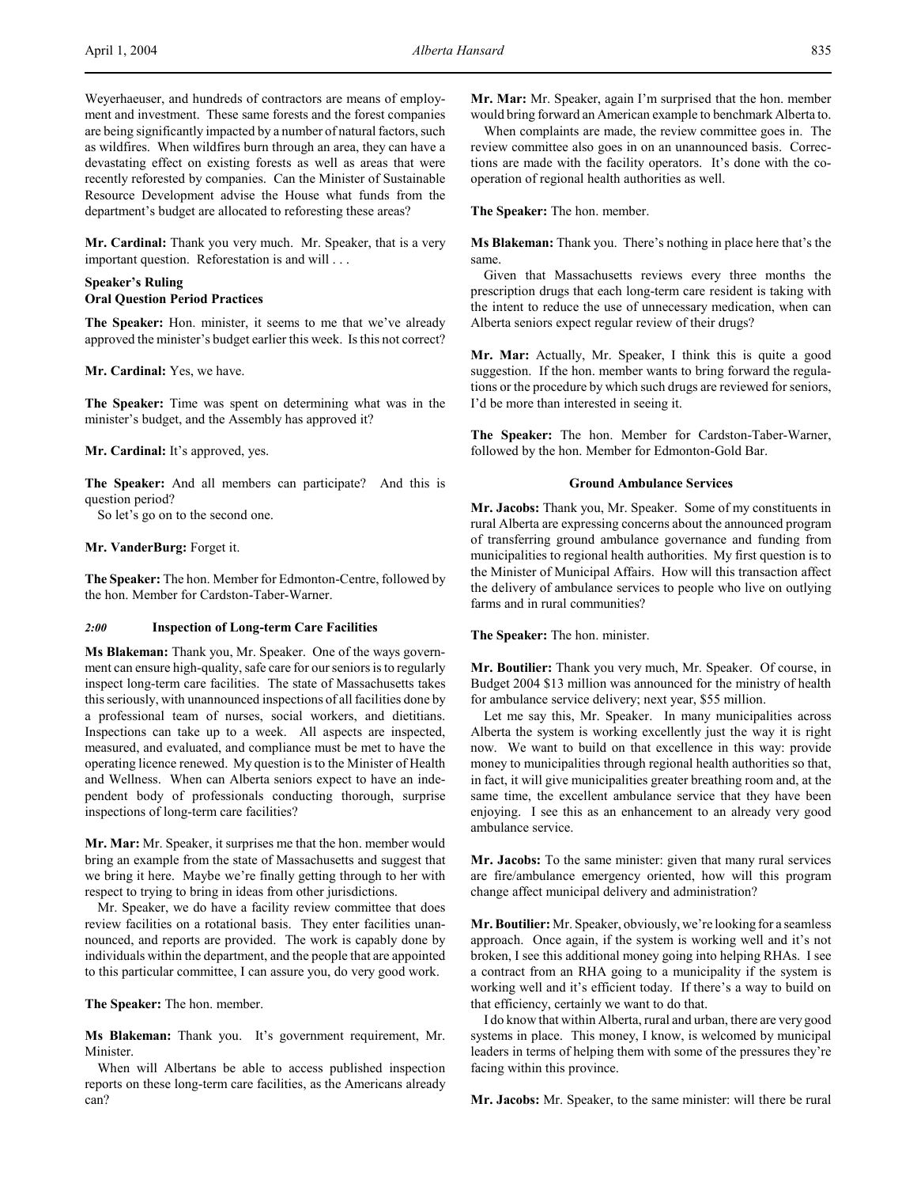Weyerhaeuser, and hundreds of contractors are means of employment and investment. These same forests and the forest companies are being significantly impacted by a number of natural factors, such as wildfires. When wildfires burn through an area, they can have a devastating effect on existing forests as well as areas that were recently reforested by companies. Can the Minister of Sustainable Resource Development advise the House what funds from the department's budget are allocated to reforesting these areas?

**Mr. Cardinal:** Thank you very much. Mr. Speaker, that is a very important question. Reforestation is and will . . .

### Speaker's Ruling
### Oral Question Period Practices

**The Speaker:** Hon. minister, it seems to me that we've already approved the minister's budget earlier this week. Is this not correct?

**Mr. Cardinal:** Yes, we have.

**The Speaker:** Time was spent on determining what was in the minister's budget, and the Assembly has approved it?

**Mr. Cardinal:** It's approved, yes.

**The Speaker:** And all members can participate? And this is question period?

So let's go on to the second one.

**Mr. VanderBurg:** Forget it.

**The Speaker:** The hon. Member for Edmonton-Centre, followed by the hon. Member for Cardston-Taber-Warner.

### *2:00* Inspection of Long-term Care Facilities

**Ms Blakeman:** Thank you, Mr. Speaker. One of the ways government can ensure high-quality, safe care for our seniors is to regularly inspect long-term care facilities. The state of Massachusetts takes this seriously, with unannounced inspections of all facilities done by a professional team of nurses, social workers, and dietitians. Inspections can take up to a week. All aspects are inspected, measured, and evaluated, and compliance must be met to have the operating licence renewed. My question is to the Minister of Health and Wellness. When can Alberta seniors expect to have an independent body of professionals conducting thorough, surprise inspections of long-term care facilities?

**Mr. Mar:** Mr. Speaker, it surprises me that the hon. member would bring an example from the state of Massachusetts and suggest that we bring it here. Maybe we're finally getting through to her with respect to trying to bring in ideas from other jurisdictions.

Mr. Speaker, we do have a facility review committee that does review facilities on a rotational basis. They enter facilities unannounced, and reports are provided. The work is capably done by individuals within the department, and the people that are appointed to this particular committee, I can assure you, do very good work.

**The Speaker:** The hon. member.

**Ms Blakeman:** Thank you. It's government requirement, Mr. Minister.

When will Albertans be able to access published inspection reports on these long-term care facilities, as the Americans already can?

**Mr. Mar:** Mr. Speaker, again I'm surprised that the hon. member would bring forward an American example to benchmark Alberta to.

When complaints are made, the review committee goes in. The review committee also goes in on an unannounced basis. Corrections are made with the facility operators. It's done with the cooperation of regional health authorities as well.

**The Speaker:** The hon. member.

**Ms Blakeman:** Thank you. There's nothing in place here that's the same.

Given that Massachusetts reviews every three months the prescription drugs that each long-term care resident is taking with the intent to reduce the use of unnecessary medication, when can Alberta seniors expect regular review of their drugs?

**Mr. Mar:** Actually, Mr. Speaker, I think this is quite a good suggestion. If the hon. member wants to bring forward the regulations or the procedure by which such drugs are reviewed for seniors, I'd be more than interested in seeing it.

**The Speaker:** The hon. Member for Cardston-Taber-Warner, followed by the hon. Member for Edmonton-Gold Bar.

### Ground Ambulance Services

**Mr. Jacobs:** Thank you, Mr. Speaker. Some of my constituents in rural Alberta are expressing concerns about the announced program of transferring ground ambulance governance and funding from municipalities to regional health authorities. My first question is to the Minister of Municipal Affairs. How will this transaction affect the delivery of ambulance services to people who live on outlying farms and in rural communities?

**The Speaker:** The hon. minister.

**Mr. Boutilier:** Thank you very much, Mr. Speaker. Of course, in Budget 2004 $13 million was announced for the ministry of health for ambulance service delivery; next year, $55 million.

Let me say this, Mr. Speaker. In many municipalities across Alberta the system is working excellently just the way it is right now. We want to build on that excellence in this way: provide money to municipalities through regional health authorities so that, in fact, it will give municipalities greater breathing room and, at the same time, the excellent ambulance service that they have been enjoying. I see this as an enhancement to an already very good ambulance service.

**Mr. Jacobs:** To the same minister: given that many rural services are fire/ambulance emergency oriented, how will this program change affect municipal delivery and administration?

**Mr. Boutilier:** Mr. Speaker, obviously, we're looking for a seamless approach. Once again, if the system is working well and it's not broken, I see this additional money going into helping RHAs. I see a contract from an RHA going to a municipality if the system is working well and it's efficient today. If there's a way to build on that efficiency, certainly we want to do that.

I do know that within Alberta, rural and urban, there are very good systems in place. This money, I know, is welcomed by municipal leaders in terms of helping them with some of the pressures they're facing within this province.

**Mr. Jacobs:** Mr. Speaker, to the same minister: will there be rural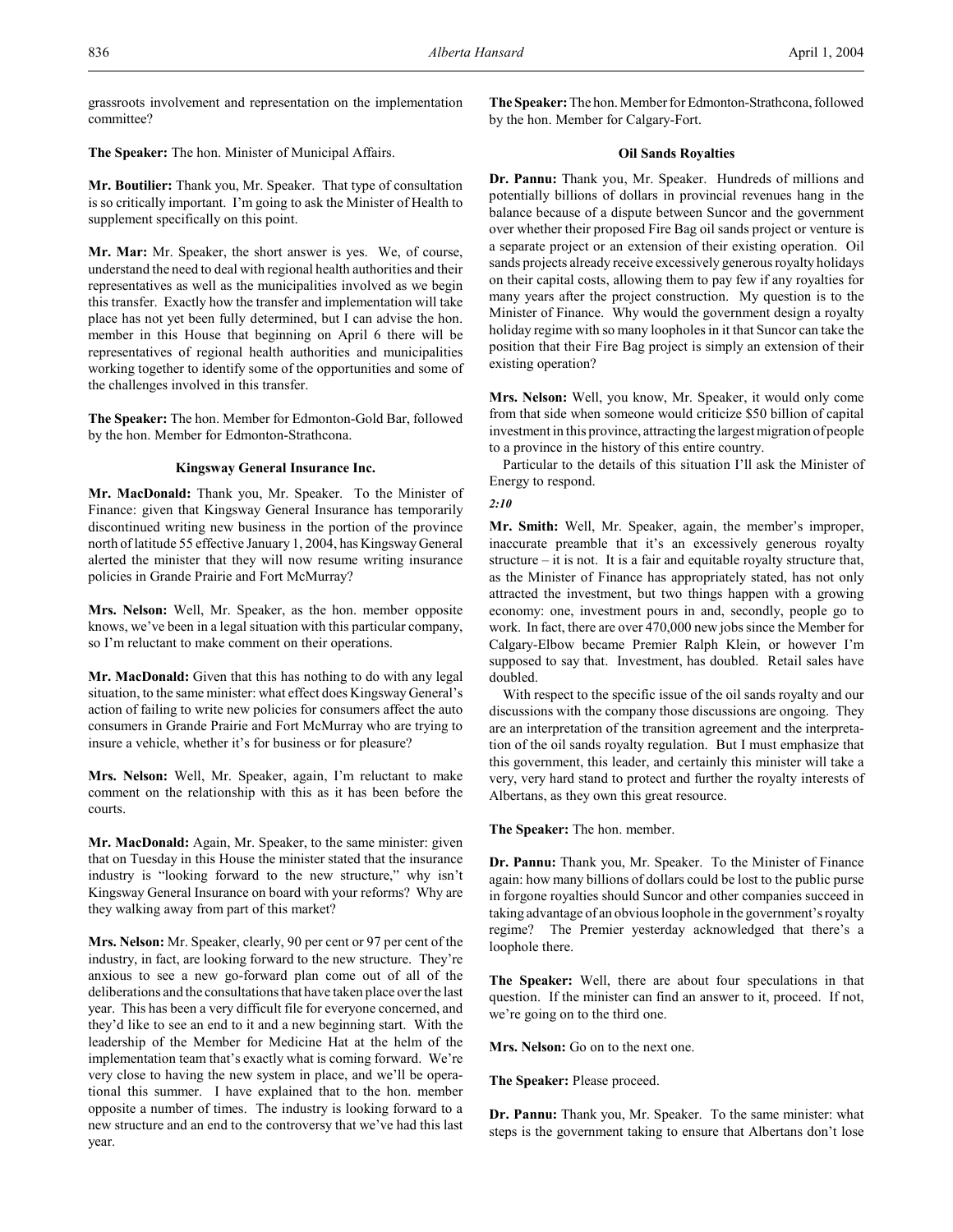grassroots involvement and representation on the implementation committee?

**The Speaker:** The hon. Minister of Municipal Affairs.

**Mr. Boutilier:** Thank you, Mr. Speaker. That type of consultation is so critically important. I'm going to ask the Minister of Health to supplement specifically on this point.

**Mr. Mar:** Mr. Speaker, the short answer is yes. We, of course, understand the need to deal with regional health authorities and their representatives as well as the municipalities involved as we begin this transfer. Exactly how the transfer and implementation will take place has not yet been fully determined, but I can advise the hon. member in this House that beginning on April 6 there will be representatives of regional health authorities and municipalities working together to identify some of the opportunities and some of the challenges involved in this transfer.

**The Speaker:** The hon. Member for Edmonton-Gold Bar, followed by the hon. Member for Edmonton-Strathcona.

### Kingsway General Insurance Inc.

**Mr. MacDonald:** Thank you, Mr. Speaker. To the Minister of Finance: given that Kingsway General Insurance has temporarily discontinued writing new business in the portion of the province north of latitude 55 effective January 1, 2004, has Kingsway General alerted the minister that they will now resume writing insurance policies in Grande Prairie and Fort McMurray?

**Mrs. Nelson:** Well, Mr. Speaker, as the hon. member opposite knows, we've been in a legal situation with this particular company, so I'm reluctant to make comment on their operations.

**Mr. MacDonald:** Given that this has nothing to do with any legal situation, to the same minister: what effect does Kingsway General's action of failing to write new policies for consumers affect the auto consumers in Grande Prairie and Fort McMurray who are trying to insure a vehicle, whether it's for business or for pleasure?

**Mrs. Nelson:** Well, Mr. Speaker, again, I'm reluctant to make comment on the relationship with this as it has been before the courts.

**Mr. MacDonald:** Again, Mr. Speaker, to the same minister: given that on Tuesday in this House the minister stated that the insurance industry is "looking forward to the new structure," why isn't Kingsway General Insurance on board with your reforms? Why are they walking away from part of this market?

**Mrs. Nelson:** Mr. Speaker, clearly, 90 per cent or 97 per cent of the industry, in fact, are looking forward to the new structure. They're anxious to see a new go-forward plan come out of all of the deliberations and the consultations that have taken place over the last year. This has been a very difficult file for everyone concerned, and they'd like to see an end to it and a new beginning start. With the leadership of the Member for Medicine Hat at the helm of the implementation team that's exactly what is coming forward. We're very close to having the new system in place, and we'll be operational this summer. I have explained that to the hon. member opposite a number of times. The industry is looking forward to a new structure and an end to the controversy that we've had this last year.

**The Speaker:** The hon. Member for Edmonton-Strathcona, followed by the hon. Member for Calgary-Fort.

### Oil Sands Royalties

**Dr. Pannu:** Thank you, Mr. Speaker. Hundreds of millions and potentially billions of dollars in provincial revenues hang in the balance because of a dispute between Suncor and the government over whether their proposed Fire Bag oil sands project or venture is a separate project or an extension of their existing operation. Oil sands projects already receive excessively generous royalty holidays on their capital costs, allowing them to pay few if any royalties for many years after the project construction. My question is to the Minister of Finance. Why would the government design a royalty holiday regime with so many loopholes in it that Suncor can take the position that their Fire Bag project is simply an extension of their existing operation?

**Mrs. Nelson:** Well, you know, Mr. Speaker, it would only come from that side when someone would criticize $50 billion of capital investment in this province, attracting the largest migration of people to a province in the history of this entire country.

Particular to the details of this situation I'll ask the Minister of Energy to respond.

*2:10*

**Mr. Smith:** Well, Mr. Speaker, again, the member's improper, inaccurate preamble that it's an excessively generous royalty structure – it is not. It is a fair and equitable royalty structure that, as the Minister of Finance has appropriately stated, has not only attracted the investment, but two things happen with a growing economy: one, investment pours in and, secondly, people go to work. In fact, there are over 470,000 new jobs since the Member for Calgary-Elbow became Premier Ralph Klein, or however I'm supposed to say that. Investment, has doubled. Retail sales have doubled.

With respect to the specific issue of the oil sands royalty and our discussions with the company those discussions are ongoing. They are an interpretation of the transition agreement and the interpretation of the oil sands royalty regulation. But I must emphasize that this government, this leader, and certainly this minister will take a very, very hard stand to protect and further the royalty interests of Albertans, as they own this great resource.

**The Speaker:** The hon. member.

**Dr. Pannu:** Thank you, Mr. Speaker. To the Minister of Finance again: how many billions of dollars could be lost to the public purse in forgone royalties should Suncor and other companies succeed in taking advantage of an obvious loophole in the government's royalty regime? The Premier yesterday acknowledged that there's a loophole there.

**The Speaker:** Well, there are about four speculations in that question. If the minister can find an answer to it, proceed. If not, we're going on to the third one.

**Mrs. Nelson:** Go on to the next one.

**The Speaker:** Please proceed.

**Dr. Pannu:** Thank you, Mr. Speaker. To the same minister: what steps is the government taking to ensure that Albertans don't lose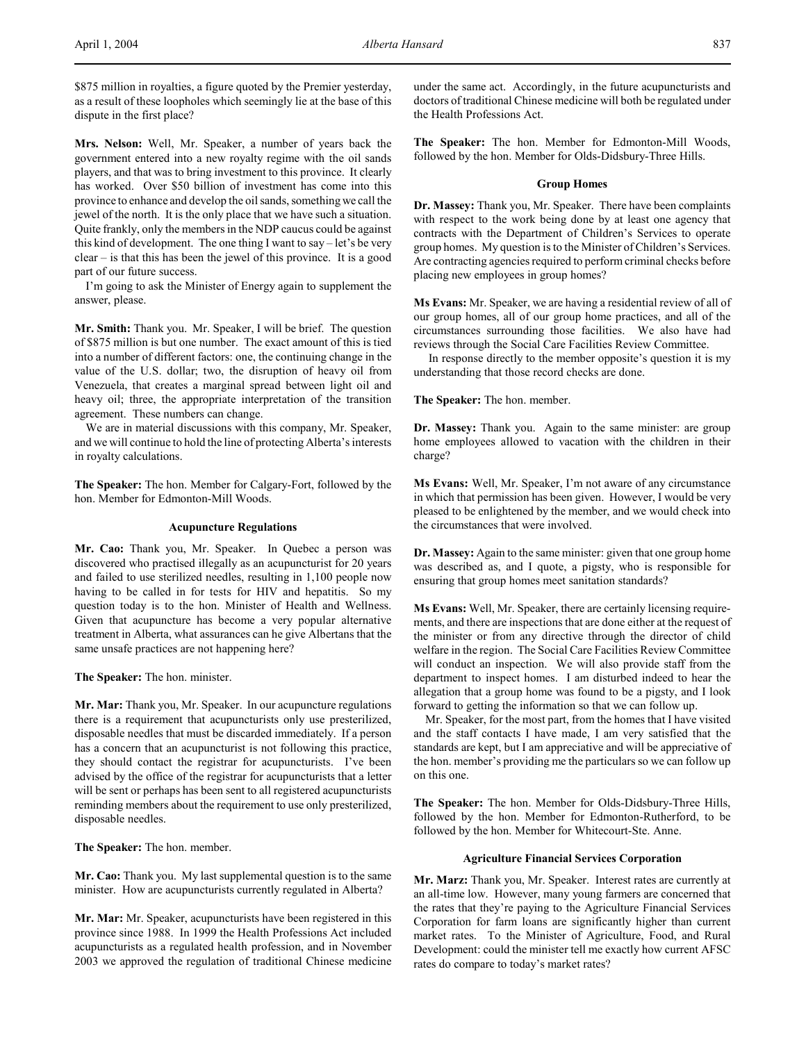$875 million in royalties, a figure quoted by the Premier yesterday, as a result of these loopholes which seemingly lie at the base of this dispute in the first place?

**Mrs. Nelson:** Well, Mr. Speaker, a number of years back the government entered into a new royalty regime with the oil sands players, and that was to bring investment to this province. It clearly has worked. Over $50 billion of investment has come into this province to enhance and develop the oil sands, something we call the jewel of the north. It is the only place that we have such a situation. Quite frankly, only the members in the NDP caucus could be against this kind of development. The one thing I want to say – let's be very clear – is that this has been the jewel of this province. It is a good part of our future success.

I'm going to ask the Minister of Energy again to supplement the answer, please.

**Mr. Smith:** Thank you. Mr. Speaker, I will be brief. The question of $875 million is but one number. The exact amount of this is tied into a number of different factors: one, the continuing change in the value of the U.S. dollar; two, the disruption of heavy oil from Venezuela, that creates a marginal spread between light oil and heavy oil; three, the appropriate interpretation of the transition agreement. These numbers can change.

We are in material discussions with this company, Mr. Speaker, and we will continue to hold the line of protecting Alberta's interests in royalty calculations.

**The Speaker:** The hon. Member for Calgary-Fort, followed by the hon. Member for Edmonton-Mill Woods.

### Acupuncture Regulations

**Mr. Cao:** Thank you, Mr. Speaker. In Quebec a person was discovered who practised illegally as an acupuncturist for 20 years and failed to use sterilized needles, resulting in 1,100 people now having to be called in for tests for HIV and hepatitis. So my question today is to the hon. Minister of Health and Wellness. Given that acupuncture has become a very popular alternative treatment in Alberta, what assurances can he give Albertans that the same unsafe practices are not happening here?

**The Speaker:** The hon. minister.

**Mr. Mar:** Thank you, Mr. Speaker. In our acupuncture regulations there is a requirement that acupuncturists only use presterilized, disposable needles that must be discarded immediately. If a person has a concern that an acupuncturist is not following this practice, they should contact the registrar for acupuncturists. I've been advised by the office of the registrar for acupuncturists that a letter will be sent or perhaps has been sent to all registered acupuncturists reminding members about the requirement to use only presterilized, disposable needles.

**The Speaker:** The hon. member.

**Mr. Cao:** Thank you. My last supplemental question is to the same minister. How are acupuncturists currently regulated in Alberta?

**Mr. Mar:** Mr. Speaker, acupuncturists have been registered in this province since 1988. In 1999 the Health Professions Act included acupuncturists as a regulated health profession, and in November 2003 we approved the regulation of traditional Chinese medicine under the same act. Accordingly, in the future acupuncturists and doctors of traditional Chinese medicine will both be regulated under the Health Professions Act.

**The Speaker:** The hon. Member for Edmonton-Mill Woods, followed by the hon. Member for Olds-Didsbury-Three Hills.

### Group Homes

**Dr. Massey:** Thank you, Mr. Speaker. There have been complaints with respect to the work being done by at least one agency that contracts with the Department of Children's Services to operate group homes. My question is to the Minister of Children's Services. Are contracting agencies required to perform criminal checks before placing new employees in group homes?

**Ms Evans:** Mr. Speaker, we are having a residential review of all of our group homes, all of our group home practices, and all of the circumstances surrounding those facilities. We also have had reviews through the Social Care Facilities Review Committee.

In response directly to the member opposite's question it is my understanding that those record checks are done.

**The Speaker:** The hon. member.

**Dr. Massey:** Thank you. Again to the same minister: are group home employees allowed to vacation with the children in their charge?

**Ms Evans:** Well, Mr. Speaker, I'm not aware of any circumstance in which that permission has been given. However, I would be very pleased to be enlightened by the member, and we would check into the circumstances that were involved.

**Dr. Massey:** Again to the same minister: given that one group home was described as, and I quote, a pigsty, who is responsible for ensuring that group homes meet sanitation standards?

**Ms Evans:** Well, Mr. Speaker, there are certainly licensing requirements, and there are inspections that are done either at the request of the minister or from any directive through the director of child welfare in the region. The Social Care Facilities Review Committee will conduct an inspection. We will also provide staff from the department to inspect homes. I am disturbed indeed to hear the allegation that a group home was found to be a pigsty, and I look forward to getting the information so that we can follow up.

Mr. Speaker, for the most part, from the homes that I have visited and the staff contacts I have made, I am very satisfied that the standards are kept, but I am appreciative and will be appreciative of the hon. member's providing me the particulars so we can follow up on this one.

**The Speaker:** The hon. Member for Olds-Didsbury-Three Hills, followed by the hon. Member for Edmonton-Rutherford, to be followed by the hon. Member for Whitecourt-Ste. Anne.

### Agriculture Financial Services Corporation

**Mr. Marz:** Thank you, Mr. Speaker. Interest rates are currently at an all-time low. However, many young farmers are concerned that the rates that they're paying to the Agriculture Financial Services Corporation for farm loans are significantly higher than current market rates. To the Minister of Agriculture, Food, and Rural Development: could the minister tell me exactly how current AFSC rates do compare to today's market rates?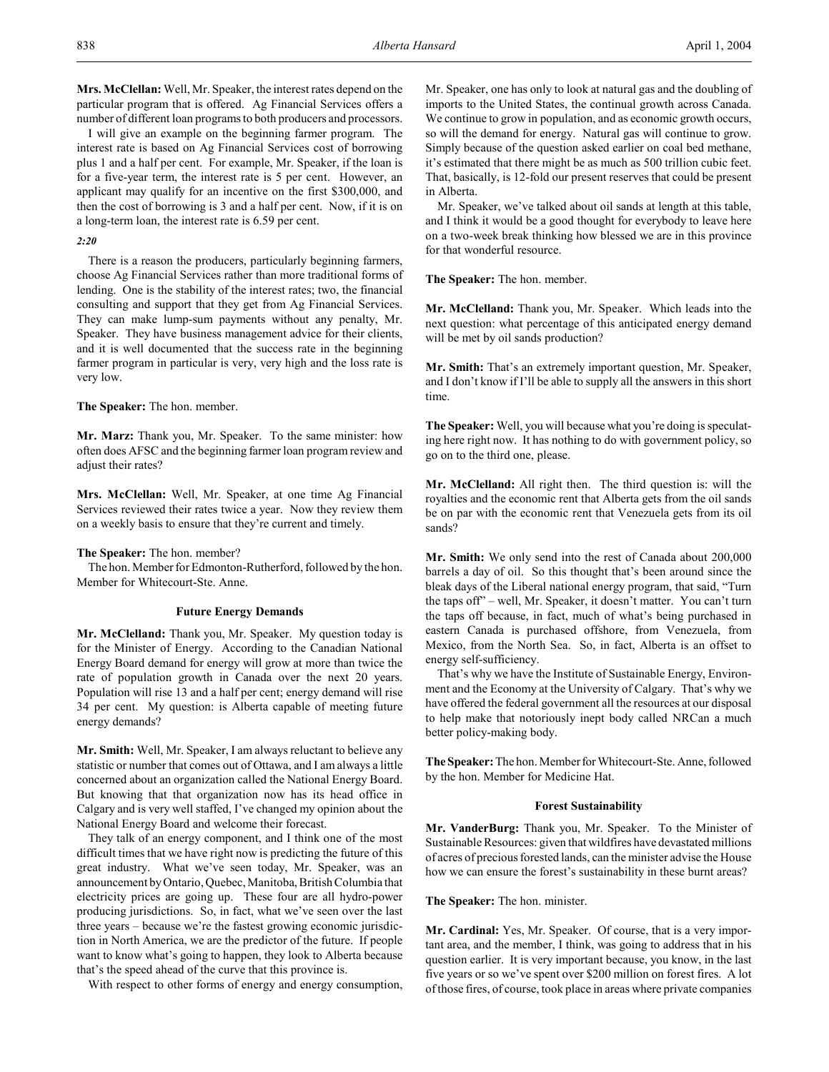**Mrs. McClellan:** Well, Mr. Speaker, the interest rates depend on the particular program that is offered. Ag Financial Services offers a number of different loan programs to both producers and processors.

I will give an example on the beginning farmer program. The interest rate is based on Ag Financial Services cost of borrowing plus 1 and a half per cent. For example, Mr. Speaker, if the loan is for a five-year term, the interest rate is 5 per cent. However, an applicant may qualify for an incentive on the first $300,000, and then the cost of borrowing is 3 and a half per cent. Now, if it is on a long-term loan, the interest rate is 6.59 per cent.

*2:20*

There is a reason the producers, particularly beginning farmers, choose Ag Financial Services rather than more traditional forms of lending. One is the stability of the interest rates; two, the financial consulting and support that they get from Ag Financial Services. They can make lump-sum payments without any penalty, Mr. Speaker. They have business management advice for their clients, and it is well documented that the success rate in the beginning farmer program in particular is very, very high and the loss rate is very low.

**The Speaker:** The hon. member.

**Mr. Marz:** Thank you, Mr. Speaker. To the same minister: how often does AFSC and the beginning farmer loan program review and adjust their rates?

**Mrs. McClellan:** Well, Mr. Speaker, at one time Ag Financial Services reviewed their rates twice a year. Now they review them on a weekly basis to ensure that they're current and timely.

**The Speaker:** The hon. member?

The hon. Member for Edmonton-Rutherford, followed by the hon. Member for Whitecourt-Ste. Anne.

### Future Energy Demands

**Mr. McClelland:** Thank you, Mr. Speaker. My question today is for the Minister of Energy. According to the Canadian National Energy Board demand for energy will grow at more than twice the rate of population growth in Canada over the next 20 years. Population will rise 13 and a half per cent; energy demand will rise 34 per cent. My question: is Alberta capable of meeting future energy demands?

**Mr. Smith:** Well, Mr. Speaker, I am always reluctant to believe any statistic or number that comes out of Ottawa, and I am always a little concerned about an organization called the National Energy Board. But knowing that that organization now has its head office in Calgary and is very well staffed, I've changed my opinion about the National Energy Board and welcome their forecast.

They talk of an energy component, and I think one of the most difficult times that we have right now is predicting the future of this great industry. What we've seen today, Mr. Speaker, was an announcement by Ontario, Quebec, Manitoba, British Columbia that electricity prices are going up. These four are all hydro-power producing jurisdictions. So, in fact, what we've seen over the last three years – because we're the fastest growing economic jurisdiction in North America, we are the predictor of the future. If people want to know what's going to happen, they look to Alberta because that's the speed ahead of the curve that this province is.

With respect to other forms of energy and energy consumption, Mr. Speaker, one has only to look at natural gas and the doubling of imports to the United States, the continual growth across Canada. We continue to grow in population, and as economic growth occurs, so will the demand for energy. Natural gas will continue to grow. Simply because of the question asked earlier on coal bed methane, it's estimated that there might be as much as 500 trillion cubic feet. That, basically, is 12-fold our present reserves that could be present in Alberta.

Mr. Speaker, we've talked about oil sands at length at this table, and I think it would be a good thought for everybody to leave here on a two-week break thinking how blessed we are in this province for that wonderful resource.

**The Speaker:** The hon. member.

**Mr. McClelland:** Thank you, Mr. Speaker. Which leads into the next question: what percentage of this anticipated energy demand will be met by oil sands production?

**Mr. Smith:** That's an extremely important question, Mr. Speaker, and I don't know if I'll be able to supply all the answers in this short time.

**The Speaker:** Well, you will because what you're doing is speculating here right now. It has nothing to do with government policy, so go on to the third one, please.

**Mr. McClelland:** All right then. The third question is: will the royalties and the economic rent that Alberta gets from the oil sands be on par with the economic rent that Venezuela gets from its oil sands?

**Mr. Smith:** We only send into the rest of Canada about 200,000 barrels a day of oil. So this thought that's been around since the bleak days of the Liberal national energy program, that said, "Turn the taps off" – well, Mr. Speaker, it doesn't matter. You can't turn the taps off because, in fact, much of what's being purchased in eastern Canada is purchased offshore, from Venezuela, from Mexico, from the North Sea. So, in fact, Alberta is an offset to energy self-sufficiency.

That's why we have the Institute of Sustainable Energy, Environment and the Economy at the University of Calgary. That's why we have offered the federal government all the resources at our disposal to help make that notoriously inept body called NRCan a much better policy-making body.

**The Speaker:** The hon. Member for Whitecourt-Ste. Anne, followed by the hon. Member for Medicine Hat.

### Forest Sustainability

**Mr. VanderBurg:** Thank you, Mr. Speaker. To the Minister of Sustainable Resources: given that wildfires have devastated millions of acres of precious forested lands, can the minister advise the House how we can ensure the forest's sustainability in these burnt areas?

**The Speaker:** The hon. minister.

**Mr. Cardinal:** Yes, Mr. Speaker. Of course, that is a very important area, and the member, I think, was going to address that in his question earlier. It is very important because, you know, in the last five years or so we've spent over $200 million on forest fires. A lot of those fires, of course, took place in areas where private companies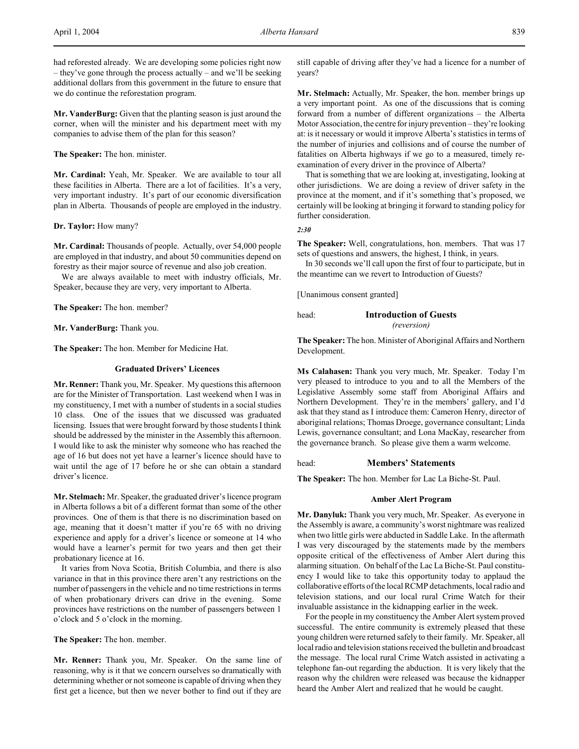had reforested already. We are developing some policies right now – they've gone through the process actually – and we'll be seeking additional dollars from this government in the future to ensure that we do continue the reforestation program.

**Mr. VanderBurg:** Given that the planting season is just around the corner, when will the minister and his department meet with my companies to advise them of the plan for this season?

**The Speaker:** The hon. minister.

**Mr. Cardinal:** Yeah, Mr. Speaker. We are available to tour all these facilities in Alberta. There are a lot of facilities. It's a very, very important industry. It's part of our economic diversification plan in Alberta. Thousands of people are employed in the industry.

**Dr. Taylor:** How many?

**Mr. Cardinal:** Thousands of people. Actually, over 54,000 people are employed in that industry, and about 50 communities depend on forestry as their major source of revenue and also job creation.

We are always available to meet with industry officials, Mr. Speaker, because they are very, very important to Alberta.

**The Speaker:** The hon. member?

**Mr. VanderBurg:** Thank you.

**The Speaker:** The hon. Member for Medicine Hat.

### Graduated Drivers' Licences

**Mr. Renner:** Thank you, Mr. Speaker. My questions this afternoon are for the Minister of Transportation. Last weekend when I was in my constituency, I met with a number of students in a social studies 10 class. One of the issues that we discussed was graduated licensing. Issues that were brought forward by those students I think should be addressed by the minister in the Assembly this afternoon. I would like to ask the minister why someone who has reached the age of 16 but does not yet have a learner's licence should have to wait until the age of 17 before he or she can obtain a standard driver's licence.

**Mr. Stelmach:** Mr. Speaker, the graduated driver's licence program in Alberta follows a bit of a different format than some of the other provinces. One of them is that there is no discrimination based on age, meaning that it doesn't matter if you're 65 with no driving experience and apply for a driver's licence or someone at 14 who would have a learner's permit for two years and then get their probationary licence at 16.

It varies from Nova Scotia, British Columbia, and there is also variance in that in this province there aren't any restrictions on the number of passengers in the vehicle and no time restrictions in terms of when probationary drivers can drive in the evening. Some provinces have restrictions on the number of passengers between 1 o'clock and 5 o'clock in the morning.

**The Speaker:** The hon. member.

**Mr. Renner:** Thank you, Mr. Speaker. On the same line of reasoning, why is it that we concern ourselves so dramatically with determining whether or not someone is capable of driving when they first get a licence, but then we never bother to find out if they are still capable of driving after they've had a licence for a number of years?

**Mr. Stelmach:** Actually, Mr. Speaker, the hon. member brings up a very important point. As one of the discussions that is coming forward from a number of different organizations – the Alberta Motor Association, the centre for injury prevention – they're looking at: is it necessary or would it improve Alberta's statistics in terms of the number of injuries and collisions and of course the number of fatalities on Alberta highways if we go to a measured, timely re-examination of every driver in the province of Alberta?

That is something that we are looking at, investigating, looking at other jurisdictions. We are doing a review of driver safety in the province at the moment, and if it's something that's proposed, we certainly will be looking at bringing it forward to standing policy for further consideration.

*2:30*

**The Speaker:** Well, congratulations, hon. members. That was 17 sets of questions and answers, the highest, I think, in years.

In 30 seconds we'll call upon the first of four to participate, but in the meantime can we revert to Introduction of Guests?

[Unanimous consent granted]

## head: Introduction of Guests
*(reversion)*

**The Speaker:** The hon. Minister of Aboriginal Affairs and Northern Development.

**Ms Calahasen:** Thank you very much, Mr. Speaker. Today I'm very pleased to introduce to you and to all the Members of the Legislative Assembly some staff from Aboriginal Affairs and Northern Development. They're in the members' gallery, and I'd ask that they stand as I introduce them: Cameron Henry, director of aboriginal relations; Thomas Droege, governance consultant; Linda Lewis, governance consultant; and Lona MacKay, researcher from the governance branch. So please give them a warm welcome.

## head: Members' Statements

**The Speaker:** The hon. Member for Lac La Biche-St. Paul.

### Amber Alert Program

**Mr. Danyluk:** Thank you very much, Mr. Speaker. As everyone in the Assembly is aware, a community's worst nightmare was realized when two little girls were abducted in Saddle Lake. In the aftermath I was very discouraged by the statements made by the members opposite critical of the effectiveness of Amber Alert during this alarming situation. On behalf of the Lac La Biche-St. Paul constituency I would like to take this opportunity today to applaud the collaborative efforts of the local RCMP detachments, local radio and television stations, and our local rural Crime Watch for their invaluable assistance in the kidnapping earlier in the week.

For the people in my constituency the Amber Alert system proved successful. The entire community is extremely pleased that these young children were returned safely to their family. Mr. Speaker, all local radio and television stations received the bulletin and broadcast the message. The local rural Crime Watch assisted in activating a telephone fan-out regarding the abduction. It is very likely that the reason why the children were released was because the kidnapper heard the Amber Alert and realized that he would be caught.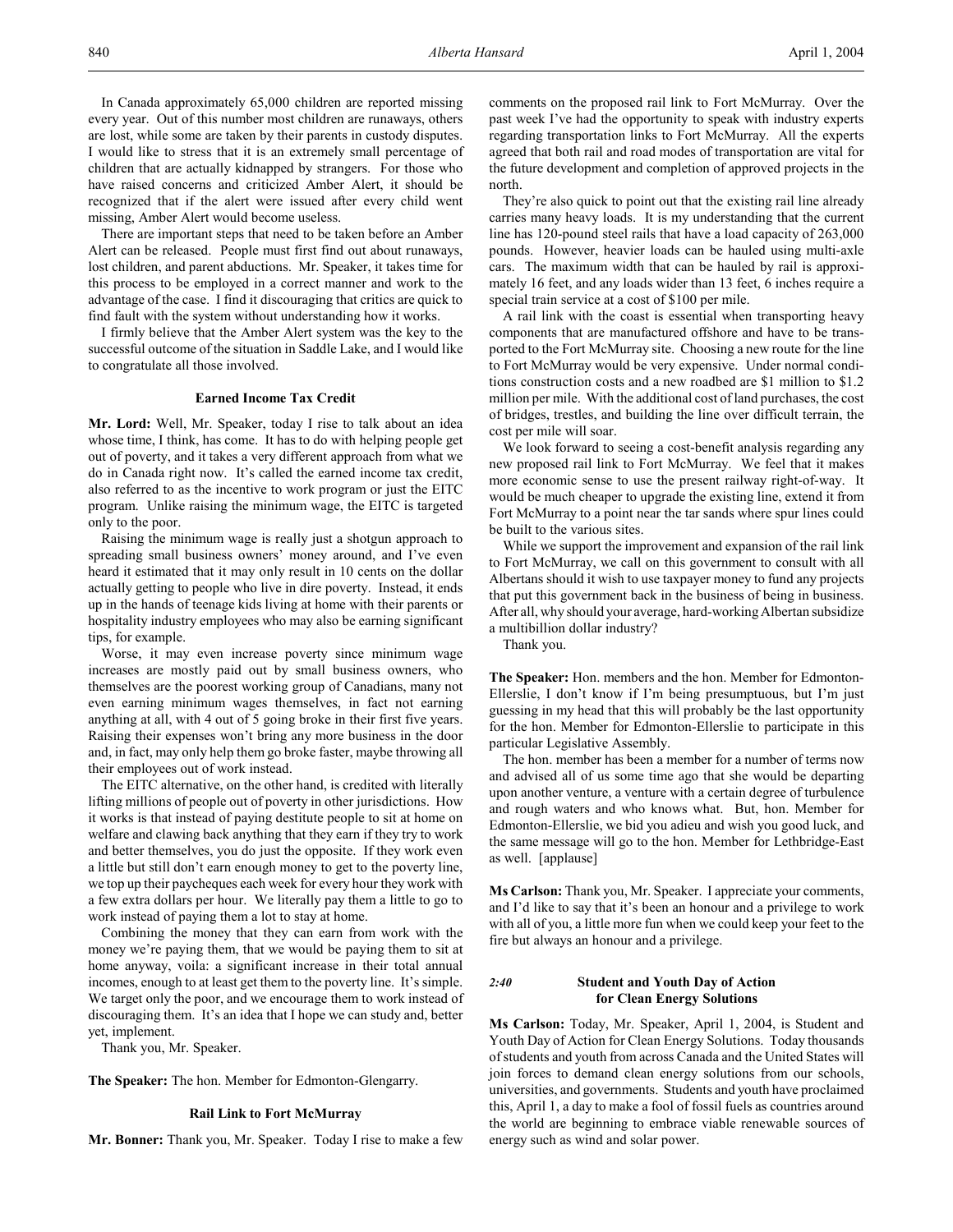In Canada approximately 65,000 children are reported missing every year. Out of this number most children are runaways, others are lost, while some are taken by their parents in custody disputes. I would like to stress that it is an extremely small percentage of children that are actually kidnapped by strangers. For those who have raised concerns and criticized Amber Alert, it should be recognized that if the alert were issued after every child went missing, Amber Alert would become useless.

There are important steps that need to be taken before an Amber Alert can be released. People must first find out about runaways, lost children, and parent abductions. Mr. Speaker, it takes time for this process to be employed in a correct manner and work to the advantage of the case. I find it discouraging that critics are quick to find fault with the system without understanding how it works.

I firmly believe that the Amber Alert system was the key to the successful outcome of the situation in Saddle Lake, and I would like to congratulate all those involved.

### Earned Income Tax Credit

**Mr. Lord:** Well, Mr. Speaker, today I rise to talk about an idea whose time, I think, has come. It has to do with helping people get out of poverty, and it takes a very different approach from what we do in Canada right now. It's called the earned income tax credit, also referred to as the incentive to work program or just the EITC program. Unlike raising the minimum wage, the EITC is targeted only to the poor.

Raising the minimum wage is really just a shotgun approach to spreading small business owners' money around, and I've even heard it estimated that it may only result in 10 cents on the dollar actually getting to people who live in dire poverty. Instead, it ends up in the hands of teenage kids living at home with their parents or hospitality industry employees who may also be earning significant tips, for example.

Worse, it may even increase poverty since minimum wage increases are mostly paid out by small business owners, who themselves are the poorest working group of Canadians, many not even earning minimum wages themselves, in fact not earning anything at all, with 4 out of 5 going broke in their first five years. Raising their expenses won't bring any more business in the door and, in fact, may only help them go broke faster, maybe throwing all their employees out of work instead.

The EITC alternative, on the other hand, is credited with literally lifting millions of people out of poverty in other jurisdictions. How it works is that instead of paying destitute people to sit at home on welfare and clawing back anything that they earn if they try to work and better themselves, you do just the opposite. If they work even a little but still don't earn enough money to get to the poverty line, we top up their paycheques each week for every hour they work with a few extra dollars per hour. We literally pay them a little to go to work instead of paying them a lot to stay at home.

Combining the money that they can earn from work with the money we're paying them, that we would be paying them to sit at home anyway, voila: a significant increase in their total annual incomes, enough to at least get them to the poverty line. It's simple. We target only the poor, and we encourage them to work instead of discouraging them. It's an idea that I hope we can study and, better yet, implement.

Thank you, Mr. Speaker.

**The Speaker:** The hon. Member for Edmonton-Glengarry.

### Rail Link to Fort McMurray

**Mr. Bonner:** Thank you, Mr. Speaker. Today I rise to make a few comments on the proposed rail link to Fort McMurray. Over the past week I've had the opportunity to speak with industry experts regarding transportation links to Fort McMurray. All the experts agreed that both rail and road modes of transportation are vital for the future development and completion of approved projects in the north.

They're also quick to point out that the existing rail line already carries many heavy loads. It is my understanding that the current line has 120-pound steel rails that have a load capacity of 263,000 pounds. However, heavier loads can be hauled using multi-axle cars. The maximum width that can be hauled by rail is approximately 16 feet, and any loads wider than 13 feet, 6 inches require a special train service at a cost of $100 per mile.

A rail link with the coast is essential when transporting heavy components that are manufactured offshore and have to be transported to the Fort McMurray site. Choosing a new route for the line to Fort McMurray would be very expensive. Under normal conditions construction costs and a new roadbed are $1 million to $1.2 million per mile. With the additional cost of land purchases, the cost of bridges, trestles, and building the line over difficult terrain, the cost per mile will soar.

We look forward to seeing a cost-benefit analysis regarding any new proposed rail link to Fort McMurray. We feel that it makes more economic sense to use the present railway right-of-way. It would be much cheaper to upgrade the existing line, extend it from Fort McMurray to a point near the tar sands where spur lines could be built to the various sites.

While we support the improvement and expansion of the rail link to Fort McMurray, we call on this government to consult with all Albertans should it wish to use taxpayer money to fund any projects that put this government back in the business of being in business. After all, why should your average, hard-working Albertan subsidize a multibillion dollar industry?

Thank you.

**The Speaker:** Hon. members and the hon. Member for Edmonton-Ellerslie, I don't know if I'm being presumptuous, but I'm just guessing in my head that this will probably be the last opportunity for the hon. Member for Edmonton-Ellerslie to participate in this particular Legislative Assembly.

The hon. member has been a member for a number of terms now and advised all of us some time ago that she would be departing upon another venture, a venture with a certain degree of turbulence and rough waters and who knows what. But, hon. Member for Edmonton-Ellerslie, we bid you adieu and wish you good luck, and the same message will go to the hon. Member for Lethbridge-East as well. [applause]

**Ms Carlson:** Thank you, Mr. Speaker. I appreciate your comments, and I'd like to say that it's been an honour and a privilege to work with all of you, a little more fun when we could keep your feet to the fire but always an honour and a privilege.

*2:40*

### Student and Youth Day of Action for Clean Energy Solutions

**Ms Carlson:** Today, Mr. Speaker, April 1, 2004, is Student and Youth Day of Action for Clean Energy Solutions. Today thousands of students and youth from across Canada and the United States will join forces to demand clean energy solutions from our schools, universities, and governments. Students and youth have proclaimed this, April 1, a day to make a fool of fossil fuels as countries around the world are beginning to embrace viable renewable sources of energy such as wind and solar power.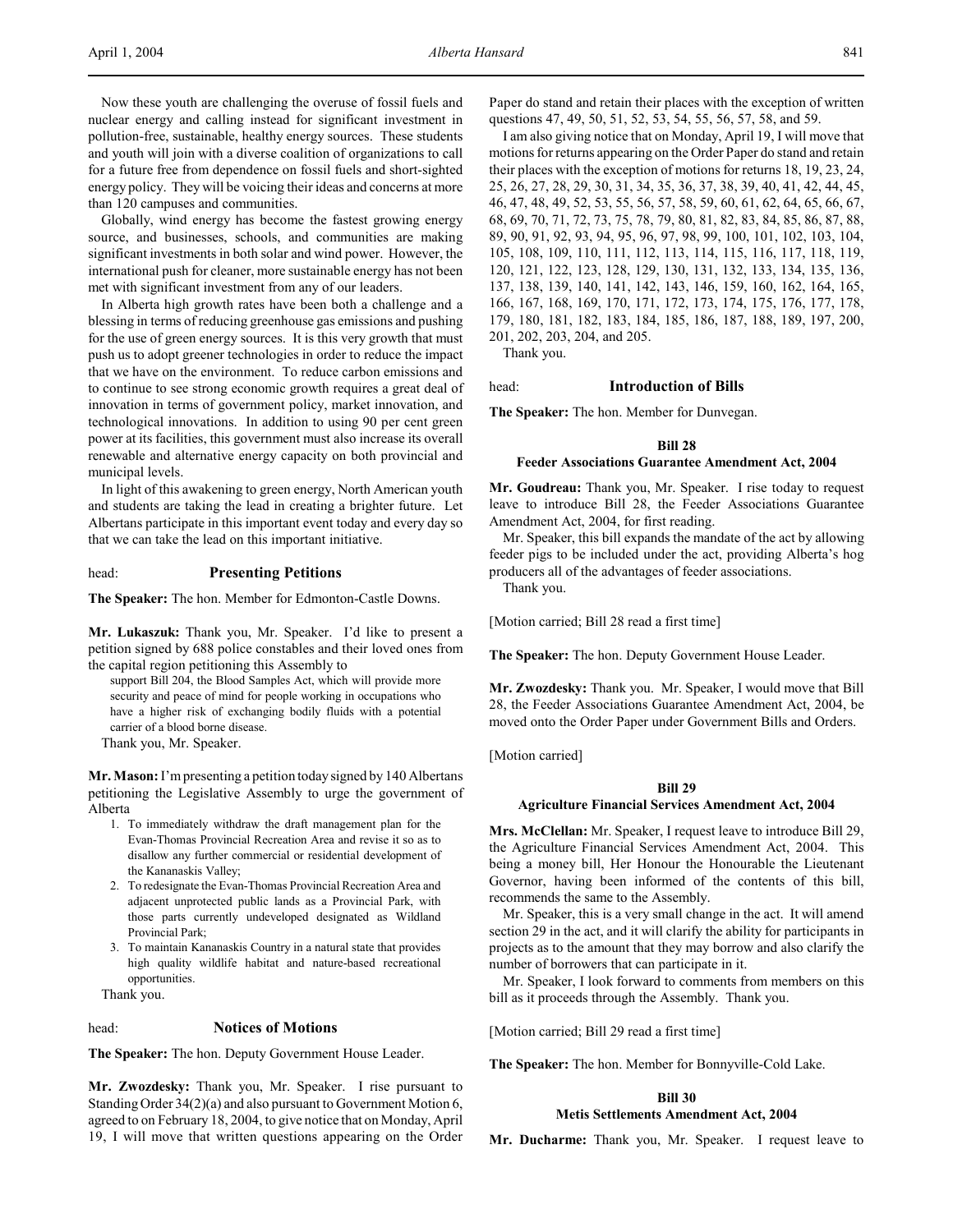Now these youth are challenging the overuse of fossil fuels and nuclear energy and calling instead for significant investment in pollution-free, sustainable, healthy energy sources. These students and youth will join with a diverse coalition of organizations to call for a future free from dependence on fossil fuels and short-sighted energy policy. They will be voicing their ideas and concerns at more than 120 campuses and communities.

Globally, wind energy has become the fastest growing energy source, and businesses, schools, and communities are making significant investments in both solar and wind power. However, the international push for cleaner, more sustainable energy has not been met with significant investment from any of our leaders.

In Alberta high growth rates have been both a challenge and a blessing in terms of reducing greenhouse gas emissions and pushing for the use of green energy sources. It is this very growth that must push us to adopt greener technologies in order to reduce the impact that we have on the environment. To reduce carbon emissions and to continue to see strong economic growth requires a great deal of innovation in terms of government policy, market innovation, and technological innovations. In addition to using 90 per cent green power at its facilities, this government must also increase its overall renewable and alternative energy capacity on both provincial and municipal levels.

In light of this awakening to green energy, North American youth and students are taking the lead in creating a brighter future. Let Albertans participate in this important event today and every day so that we can take the lead on this important initiative.

head: **Presenting Petitions**

**The Speaker:** The hon. Member for Edmonton-Castle Downs.

**Mr. Lukaszuk:** Thank you, Mr. Speaker. I'd like to present a petition signed by 688 police constables and their loved ones from the capital region petitioning this Assembly to

> support Bill 204, the Blood Samples Act, which will provide more security and peace of mind for people working in occupations who have a higher risk of exchanging bodily fluids with a potential carrier of a blood borne disease.

Thank you, Mr. Speaker.

**Mr. Mason:** I'm presenting a petition today signed by 140 Albertans petitioning the Legislative Assembly to urge the government of Alberta

1. To immediately withdraw the draft management plan for the Evan-Thomas Provincial Recreation Area and revise it so as to disallow any further commercial or residential development of the Kananaskis Valley;
2. To redesignate the Evan-Thomas Provincial Recreation Area and adjacent unprotected public lands as a Provincial Park, with those parts currently undeveloped designated as Wildland Provincial Park;
3. To maintain Kananaskis Country in a natural state that provides high quality wildlife habitat and nature-based recreational opportunities.

Thank you.

head: **Notices of Motions**

**The Speaker:** The hon. Deputy Government House Leader.

**Mr. Zwozdesky:** Thank you, Mr. Speaker. I rise pursuant to Standing Order 34(2)(a) and also pursuant to Government Motion 6, agreed to on February 18, 2004, to give notice that on Monday, April 19, I will move that written questions appearing on the Order Paper do stand and retain their places with the exception of written questions 47, 49, 50, 51, 52, 53, 54, 55, 56, 57, 58, and 59.

I am also giving notice that on Monday, April 19, I will move that motions for returns appearing on the Order Paper do stand and retain their places with the exception of motions for returns 18, 19, 23, 24, 25, 26, 27, 28, 29, 30, 31, 34, 35, 36, 37, 38, 39, 40, 41, 42, 44, 45, 46, 47, 48, 49, 52, 53, 55, 56, 57, 58, 59, 60, 61, 62, 64, 65, 66, 67, 68, 69, 70, 71, 72, 73, 75, 78, 79, 80, 81, 82, 83, 84, 85, 86, 87, 88, 89, 90, 91, 92, 93, 94, 95, 96, 97, 98, 99, 100, 101, 102, 103, 104, 105, 108, 109, 110, 111, 112, 113, 114, 115, 116, 117, 118, 119, 120, 121, 122, 123, 128, 129, 130, 131, 132, 133, 134, 135, 136, 137, 138, 139, 140, 141, 142, 143, 146, 159, 160, 162, 164, 165, 166, 167, 168, 169, 170, 171, 172, 173, 174, 175, 176, 177, 178, 179, 180, 181, 182, 183, 184, 185, 186, 187, 188, 189, 197, 200, 201, 202, 203, 204, and 205.

Thank you.

head: **Introduction of Bills**

**The Speaker:** The hon. Member for Dunvegan.

### Bill 28
### Feeder Associations Guarantee Amendment Act, 2004

**Mr. Goudreau:** Thank you, Mr. Speaker. I rise today to request leave to introduce Bill 28, the Feeder Associations Guarantee Amendment Act, 2004, for first reading.

Mr. Speaker, this bill expands the mandate of the act by allowing feeder pigs to be included under the act, providing Alberta's hog producers all of the advantages of feeder associations.

Thank you.

[Motion carried; Bill 28 read a first time]

**The Speaker:** The hon. Deputy Government House Leader.

**Mr. Zwozdesky:** Thank you. Mr. Speaker, I would move that Bill 28, the Feeder Associations Guarantee Amendment Act, 2004, be moved onto the Order Paper under Government Bills and Orders.

[Motion carried]

### Bill 29
### Agriculture Financial Services Amendment Act, 2004

**Mrs. McClellan:** Mr. Speaker, I request leave to introduce Bill 29, the Agriculture Financial Services Amendment Act, 2004. This being a money bill, Her Honour the Honourable the Lieutenant Governor, having been informed of the contents of this bill, recommends the same to the Assembly.

Mr. Speaker, this is a very small change in the act. It will amend section 29 in the act, and it will clarify the ability for participants in projects as to the amount that they may borrow and also clarify the number of borrowers that can participate in it.

Mr. Speaker, I look forward to comments from members on this bill as it proceeds through the Assembly. Thank you.

[Motion carried; Bill 29 read a first time]

**The Speaker:** The hon. Member for Bonnyville-Cold Lake.

### Bill 30
### Metis Settlements Amendment Act, 2004

**Mr. Ducharme:** Thank you, Mr. Speaker. I request leave to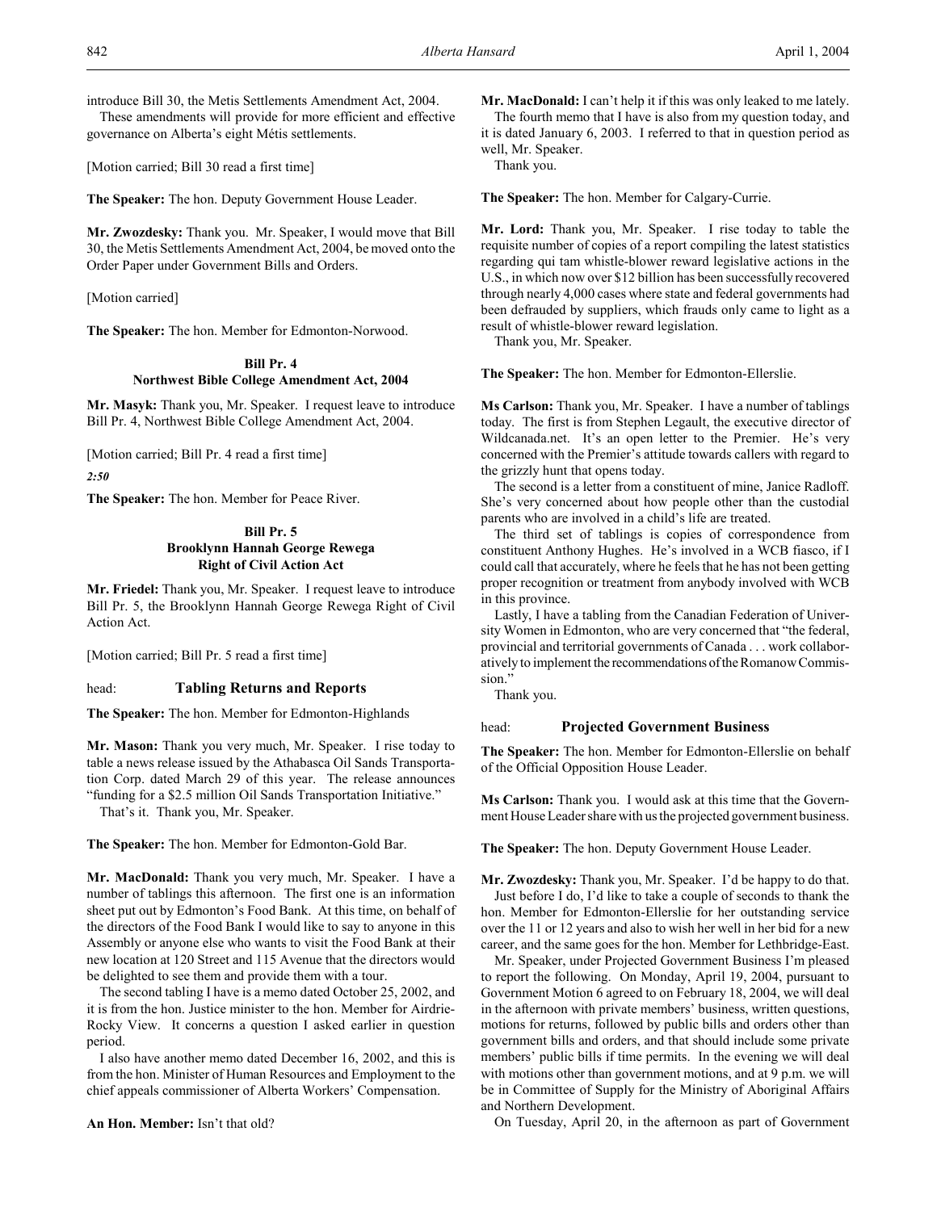introduce Bill 30, the Metis Settlements Amendment Act, 2004.

These amendments will provide for more efficient and effective governance on Alberta's eight Métis settlements.

[Motion carried; Bill 30 read a first time]

**The Speaker:** The hon. Deputy Government House Leader.

**Mr. Zwozdesky:** Thank you. Mr. Speaker, I would move that Bill 30, the Metis Settlements Amendment Act, 2004, be moved onto the Order Paper under Government Bills and Orders.

[Motion carried]

**The Speaker:** The hon. Member for Edmonton-Norwood.

### Bill Pr. 4
### Northwest Bible College Amendment Act, 2004

**Mr. Masyk:** Thank you, Mr. Speaker. I request leave to introduce Bill Pr. 4, Northwest Bible College Amendment Act, 2004.

[Motion carried; Bill Pr. 4 read a first time]

*2:50*

**The Speaker:** The hon. Member for Peace River.

### Bill Pr. 5
### Brooklynn Hannah George Rewega Right of Civil Action Act

**Mr. Friedel:** Thank you, Mr. Speaker. I request leave to introduce Bill Pr. 5, the Brooklynn Hannah George Rewega Right of Civil Action Act.

[Motion carried; Bill Pr. 5 read a first time]

## head: Tabling Returns and Reports

**The Speaker:** The hon. Member for Edmonton-Highlands

**Mr. Mason:** Thank you very much, Mr. Speaker. I rise today to table a news release issued by the Athabasca Oil Sands Transportation Corp. dated March 29 of this year. The release announces "funding for a $2.5 million Oil Sands Transportation Initiative."

That's it. Thank you, Mr. Speaker.

**The Speaker:** The hon. Member for Edmonton-Gold Bar.

**Mr. MacDonald:** Thank you very much, Mr. Speaker. I have a number of tablings this afternoon. The first one is an information sheet put out by Edmonton's Food Bank. At this time, on behalf of the directors of the Food Bank I would like to say to anyone in this Assembly or anyone else who wants to visit the Food Bank at their new location at 120 Street and 115 Avenue that the directors would be delighted to see them and provide them with a tour.

The second tabling I have is a memo dated October 25, 2002, and it is from the hon. Justice minister to the hon. Member for Airdrie-Rocky View. It concerns a question I asked earlier in question period.

I also have another memo dated December 16, 2002, and this is from the hon. Minister of Human Resources and Employment to the chief appeals commissioner of Alberta Workers' Compensation.

**An Hon. Member:** Isn't that old?

**Mr. MacDonald:** I can't help it if this was only leaked to me lately.

The fourth memo that I have is also from my question today, and it is dated January 6, 2003. I referred to that in question period as well, Mr. Speaker.

Thank you.

**The Speaker:** The hon. Member for Calgary-Currie.

**Mr. Lord:** Thank you, Mr. Speaker. I rise today to table the requisite number of copies of a report compiling the latest statistics regarding qui tam whistle-blower reward legislative actions in the U.S., in which now over $12 billion has been successfully recovered through nearly 4,000 cases where state and federal governments had been defrauded by suppliers, which frauds only came to light as a result of whistle-blower reward legislation.

Thank you, Mr. Speaker.

**The Speaker:** The hon. Member for Edmonton-Ellerslie.

**Ms Carlson:** Thank you, Mr. Speaker. I have a number of tablings today. The first is from Stephen Legault, the executive director of Wildcanada.net. It's an open letter to the Premier. He's very concerned with the Premier's attitude towards callers with regard to the grizzly hunt that opens today.

The second is a letter from a constituent of mine, Janice Radloff. She's very concerned about how people other than the custodial parents who are involved in a child's life are treated.

The third set of tablings is copies of correspondence from constituent Anthony Hughes. He's involved in a WCB fiasco, if I could call that accurately, where he feels that he has not been getting proper recognition or treatment from anybody involved with WCB in this province.

Lastly, I have a tabling from the Canadian Federation of University Women in Edmonton, who are very concerned that "the federal, provincial and territorial governments of Canada . . . work collaboratively to implement the recommendations of the Romanow Commission."

Thank you.

## head: Projected Government Business

**The Speaker:** The hon. Member for Edmonton-Ellerslie on behalf of the Official Opposition House Leader.

**Ms Carlson:** Thank you. I would ask at this time that the Government House Leader share with us the projected government business.

**The Speaker:** The hon. Deputy Government House Leader.

**Mr. Zwozdesky:** Thank you, Mr. Speaker. I'd be happy to do that.

Just before I do, I'd like to take a couple of seconds to thank the hon. Member for Edmonton-Ellerslie for her outstanding service over the 11 or 12 years and also to wish her well in her bid for a new career, and the same goes for the hon. Member for Lethbridge-East.

Mr. Speaker, under Projected Government Business I'm pleased to report the following. On Monday, April 19, 2004, pursuant to Government Motion 6 agreed to on February 18, 2004, we will deal in the afternoon with private members' business, written questions, motions for returns, followed by public bills and orders other than government bills and orders, and that should include some private members' public bills if time permits. In the evening we will deal with motions other than government motions, and at 9 p.m. we will be in Committee of Supply for the Ministry of Aboriginal Affairs and Northern Development.

On Tuesday, April 20, in the afternoon as part of Government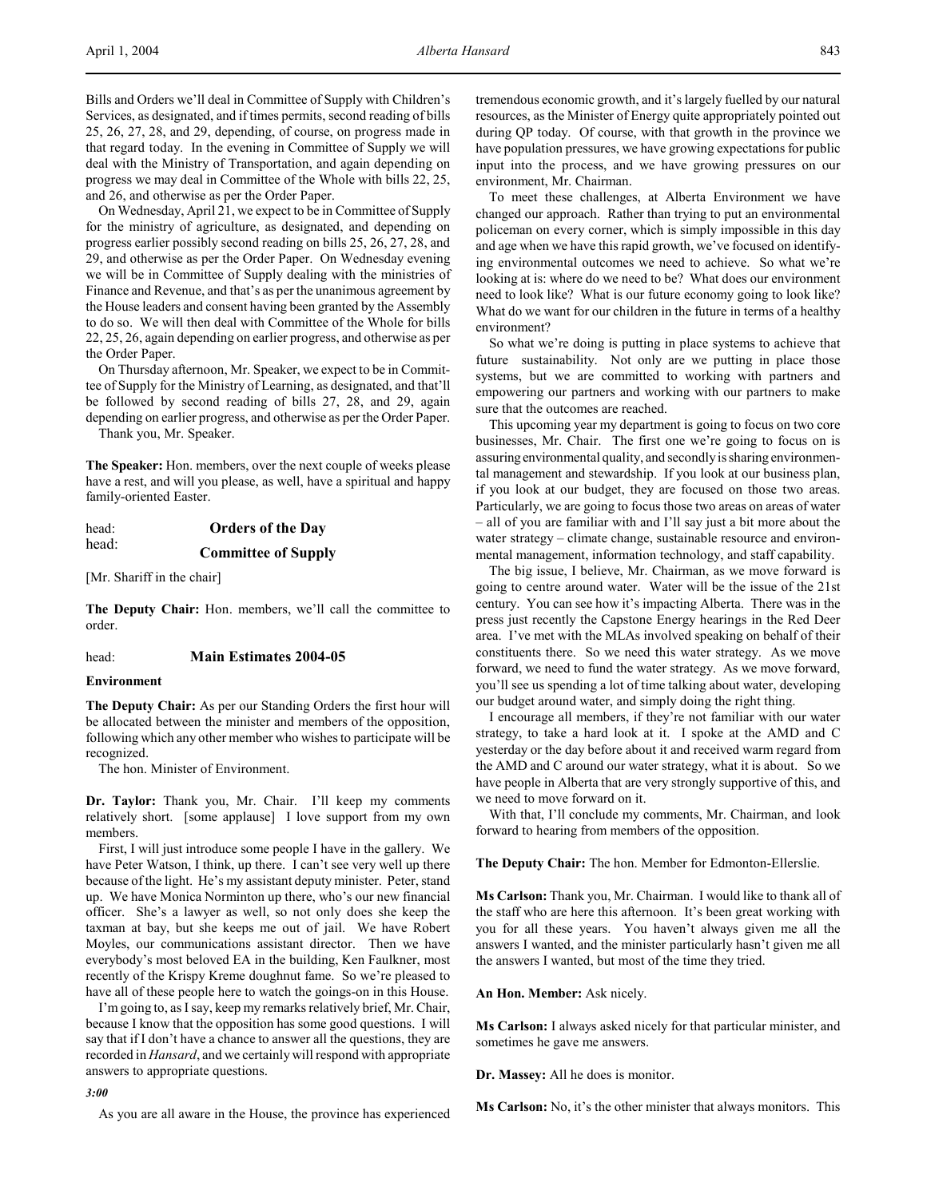Bills and Orders we'll deal in Committee of Supply with Children's Services, as designated, and if times permits, second reading of bills 25, 26, 27, 28, and 29, depending, of course, on progress made in that regard today. In the evening in Committee of Supply we will deal with the Ministry of Transportation, and again depending on progress we may deal in Committee of the Whole with bills 22, 25, and 26, and otherwise as per the Order Paper.

On Wednesday, April 21, we expect to be in Committee of Supply for the ministry of agriculture, as designated, and depending on progress earlier possibly second reading on bills 25, 26, 27, 28, and 29, and otherwise as per the Order Paper. On Wednesday evening we will be in Committee of Supply dealing with the ministries of Finance and Revenue, and that's as per the unanimous agreement by the House leaders and consent having been granted by the Assembly to do so. We will then deal with Committee of the Whole for bills 22, 25, 26, again depending on earlier progress, and otherwise as per the Order Paper.

On Thursday afternoon, Mr. Speaker, we expect to be in Committee of Supply for the Ministry of Learning, as designated, and that'll be followed by second reading of bills 27, 28, and 29, again depending on earlier progress, and otherwise as per the Order Paper.

Thank you, Mr. Speaker.

**The Speaker:** Hon. members, over the next couple of weeks please have a rest, and will you please, as well, have a spiritual and happy family-oriented Easter.

head: **Orders of the Day**

head: **Committee of Supply**

[Mr. Shariff in the chair]

**The Deputy Chair:** Hon. members, we'll call the committee to order.

head: **Main Estimates 2004-05**

**Environment**

**The Deputy Chair:** As per our Standing Orders the first hour will be allocated between the minister and members of the opposition, following which any other member who wishes to participate will be recognized.

The hon. Minister of Environment.

**Dr. Taylor:** Thank you, Mr. Chair. I'll keep my comments relatively short. [some applause] I love support from my own members.

First, I will just introduce some people I have in the gallery. We have Peter Watson, I think, up there. I can't see very well up there because of the light. He's my assistant deputy minister. Peter, stand up. We have Monica Norminton up there, who's our new financial officer. She's a lawyer as well, so not only does she keep the taxman at bay, but she keeps me out of jail. We have Robert Moyles, our communications assistant director. Then we have everybody's most beloved EA in the building, Ken Faulkner, most recently of the Krispy Kreme doughnut fame. So we're pleased to have all of these people here to watch the goings-on in this House.

I'm going to, as I say, keep my remarks relatively brief, Mr. Chair, because I know that the opposition has some good questions. I will say that if I don't have a chance to answer all the questions, they are recorded in *Hansard*, and we certainly will respond with appropriate answers to appropriate questions.

*3:00*

As you are all aware in the House, the province has experienced tremendous economic growth, and it's largely fuelled by our natural resources, as the Minister of Energy quite appropriately pointed out during QP today. Of course, with that growth in the province we have population pressures, we have growing expectations for public input into the process, and we have growing pressures on our environment, Mr. Chairman.

To meet these challenges, at Alberta Environment we have changed our approach. Rather than trying to put an environmental policeman on every corner, which is simply impossible in this day and age when we have this rapid growth, we've focused on identifying environmental outcomes we need to achieve. So what we're looking at is: where do we need to be? What does our environment need to look like? What is our future economy going to look like? What do we want for our children in the future in terms of a healthy environment?

So what we're doing is putting in place systems to achieve that future sustainability. Not only are we putting in place those systems, but we are committed to working with partners and empowering our partners and working with our partners to make sure that the outcomes are reached.

This upcoming year my department is going to focus on two core businesses, Mr. Chair. The first one we're going to focus on is assuring environmental quality, and secondly is sharing environmental management and stewardship. If you look at our business plan, if you look at our budget, they are focused on those two areas. Particularly, we are going to focus those two areas on areas of water – all of you are familiar with and I'll say just a bit more about the water strategy – climate change, sustainable resource and environmental management, information technology, and staff capability.

The big issue, I believe, Mr. Chairman, as we move forward is going to centre around water. Water will be the issue of the 21st century. You can see how it's impacting Alberta. There was in the press just recently the Capstone Energy hearings in the Red Deer area. I've met with the MLAs involved speaking on behalf of their constituents there. So we need this water strategy. As we move forward, we need to fund the water strategy. As we move forward, you'll see us spending a lot of time talking about water, developing our budget around water, and simply doing the right thing.

I encourage all members, if they're not familiar with our water strategy, to take a hard look at it. I spoke at the AMD and C yesterday or the day before about it and received warm regard from the AMD and C around our water strategy, what it is about. So we have people in Alberta that are very strongly supportive of this, and we need to move forward on it.

With that, I'll conclude my comments, Mr. Chairman, and look forward to hearing from members of the opposition.

**The Deputy Chair:** The hon. Member for Edmonton-Ellerslie.

**Ms Carlson:** Thank you, Mr. Chairman. I would like to thank all of the staff who are here this afternoon. It's been great working with you for all these years. You haven't always given me all the answers I wanted, and the minister particularly hasn't given me all the answers I wanted, but most of the time they tried.

**An Hon. Member:** Ask nicely.

**Ms Carlson:** I always asked nicely for that particular minister, and sometimes he gave me answers.

**Dr. Massey:** All he does is monitor.

**Ms Carlson:** No, it's the other minister that always monitors. This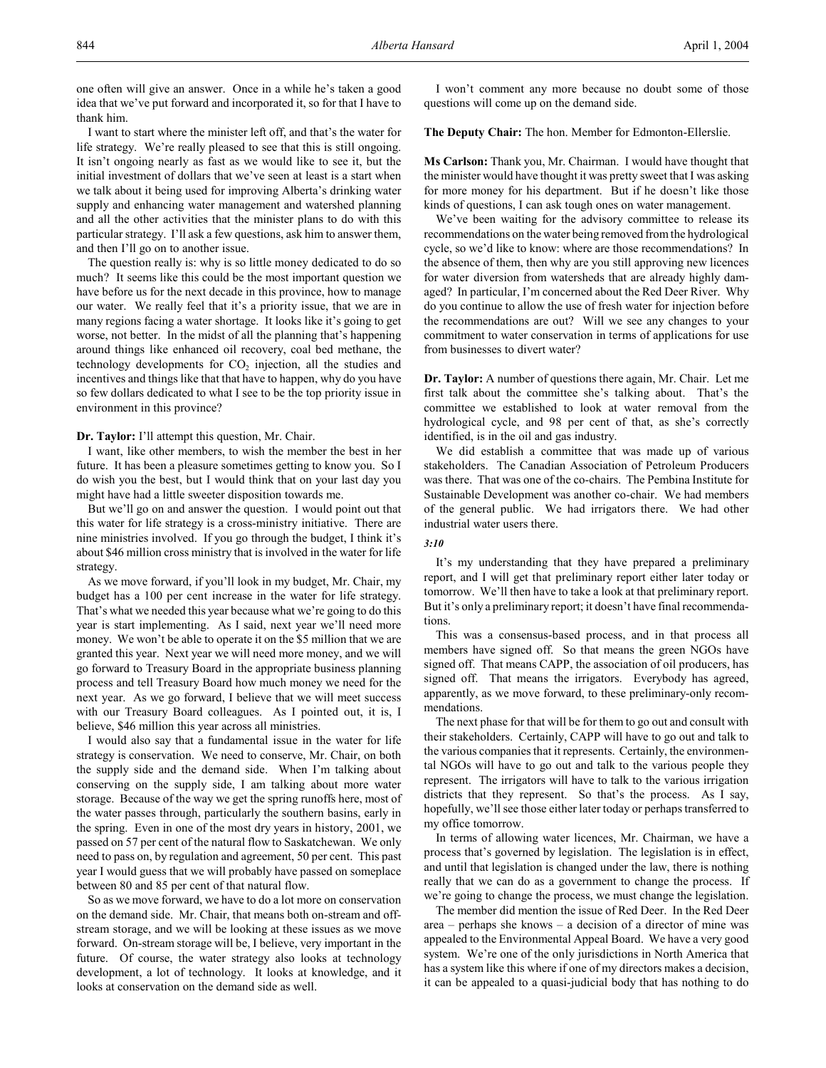one often will give an answer. Once in a while he's taken a good idea that we've put forward and incorporated it, so for that I have to thank him.

I want to start where the minister left off, and that's the water for life strategy. We're really pleased to see that this is still ongoing. It isn't ongoing nearly as fast as we would like to see it, but the initial investment of dollars that we've seen at least is a start when we talk about it being used for improving Alberta's drinking water supply and enhancing water management and watershed planning and all the other activities that the minister plans to do with this particular strategy. I'll ask a few questions, ask him to answer them, and then I'll go on to another issue.

The question really is: why is so little money dedicated to do so much? It seems like this could be the most important question we have before us for the next decade in this province, how to manage our water. We really feel that it's a priority issue, that we are in many regions facing a water shortage. It looks like it's going to get worse, not better. In the midst of all the planning that's happening around things like enhanced oil recovery, coal bed methane, the technology developments for $CO_2$ injection, all the studies and incentives and things like that that have to happen, why do you have so few dollars dedicated to what I see to be the top priority issue in environment in this province?

**Dr. Taylor:** I'll attempt this question, Mr. Chair.

I want, like other members, to wish the member the best in her future. It has been a pleasure sometimes getting to know you. So I do wish you the best, but I would think that on your last day you might have had a little sweeter disposition towards me.

But we'll go on and answer the question. I would point out that this water for life strategy is a cross-ministry initiative. There are nine ministries involved. If you go through the budget, I think it's about $46 million cross ministry that is involved in the water for life strategy.

As we move forward, if you'll look in my budget, Mr. Chair, my budget has a 100 per cent increase in the water for life strategy. That's what we needed this year because what we're going to do this year is start implementing. As I said, next year we'll need more money. We won't be able to operate it on the $5 million that we are granted this year. Next year we will need more money, and we will go forward to Treasury Board in the appropriate business planning process and tell Treasury Board how much money we need for the next year. As we go forward, I believe that we will meet success with our Treasury Board colleagues. As I pointed out, it is, I believe, $46 million this year across all ministries.

I would also say that a fundamental issue in the water for life strategy is conservation. We need to conserve, Mr. Chair, on both the supply side and the demand side. When I'm talking about conserving on the supply side, I am talking about more water storage. Because of the way we get the spring runoffs here, most of the water passes through, particularly the southern basins, early in the spring. Even in one of the most dry years in history, 2001, we passed on 57 per cent of the natural flow to Saskatchewan. We only need to pass on, by regulation and agreement, 50 per cent. This past year I would guess that we will probably have passed on someplace between 80 and 85 per cent of that natural flow.

So as we move forward, we have to do a lot more on conservation on the demand side. Mr. Chair, that means both on-stream and off-stream storage, and we will be looking at these issues as we move forward. On-stream storage will be, I believe, very important in the future. Of course, the water strategy also looks at technology development, a lot of technology. It looks at knowledge, and it looks at conservation on the demand side as well.

I won't comment any more because no doubt some of those questions will come up on the demand side.

**The Deputy Chair:** The hon. Member for Edmonton-Ellerslie.

**Ms Carlson:** Thank you, Mr. Chairman. I would have thought that the minister would have thought it was pretty sweet that I was asking for more money for his department. But if he doesn't like those kinds of questions, I can ask tough ones on water management.

We've been waiting for the advisory committee to release its recommendations on the water being removed from the hydrological cycle, so we'd like to know: where are those recommendations? In the absence of them, then why are you still approving new licences for water diversion from watersheds that are already highly damaged? In particular, I'm concerned about the Red Deer River. Why do you continue to allow the use of fresh water for injection before the recommendations are out? Will we see any changes to your commitment to water conservation in terms of applications for use from businesses to divert water?

**Dr. Taylor:** A number of questions there again, Mr. Chair. Let me first talk about the committee she's talking about. That's the committee we established to look at water removal from the hydrological cycle, and 98 per cent of that, as she's correctly identified, is in the oil and gas industry.

We did establish a committee that was made up of various stakeholders. The Canadian Association of Petroleum Producers was there. That was one of the co-chairs. The Pembina Institute for Sustainable Development was another co-chair. We had members of the general public. We had irrigators there. We had other industrial water users there.

*3:10*

It's my understanding that they have prepared a preliminary report, and I will get that preliminary report either later today or tomorrow. We'll then have to take a look at that preliminary report. But it's only a preliminary report; it doesn't have final recommendations.

This was a consensus-based process, and in that process all members have signed off. So that means the green NGOs have signed off. That means CAPP, the association of oil producers, has signed off. That means the irrigators. Everybody has agreed, apparently, as we move forward, to these preliminary-only recommendations.

The next phase for that will be for them to go out and consult with their stakeholders. Certainly, CAPP will have to go out and talk to the various companies that it represents. Certainly, the environmental NGOs will have to go out and talk to the various people they represent. The irrigators will have to talk to the various irrigation districts that they represent. So that's the process. As I say, hopefully, we'll see those either later today or perhaps transferred to my office tomorrow.

In terms of allowing water licences, Mr. Chairman, we have a process that's governed by legislation. The legislation is in effect, and until that legislation is changed under the law, there is nothing really that we can do as a government to change the process. If we're going to change the process, we must change the legislation.

The member did mention the issue of Red Deer. In the Red Deer area – perhaps she knows – a decision of a director of mine was appealed to the Environmental Appeal Board. We have a very good system. We're one of the only jurisdictions in North America that has a system like this where if one of my directors makes a decision, it can be appealed to a quasi-judicial body that has nothing to do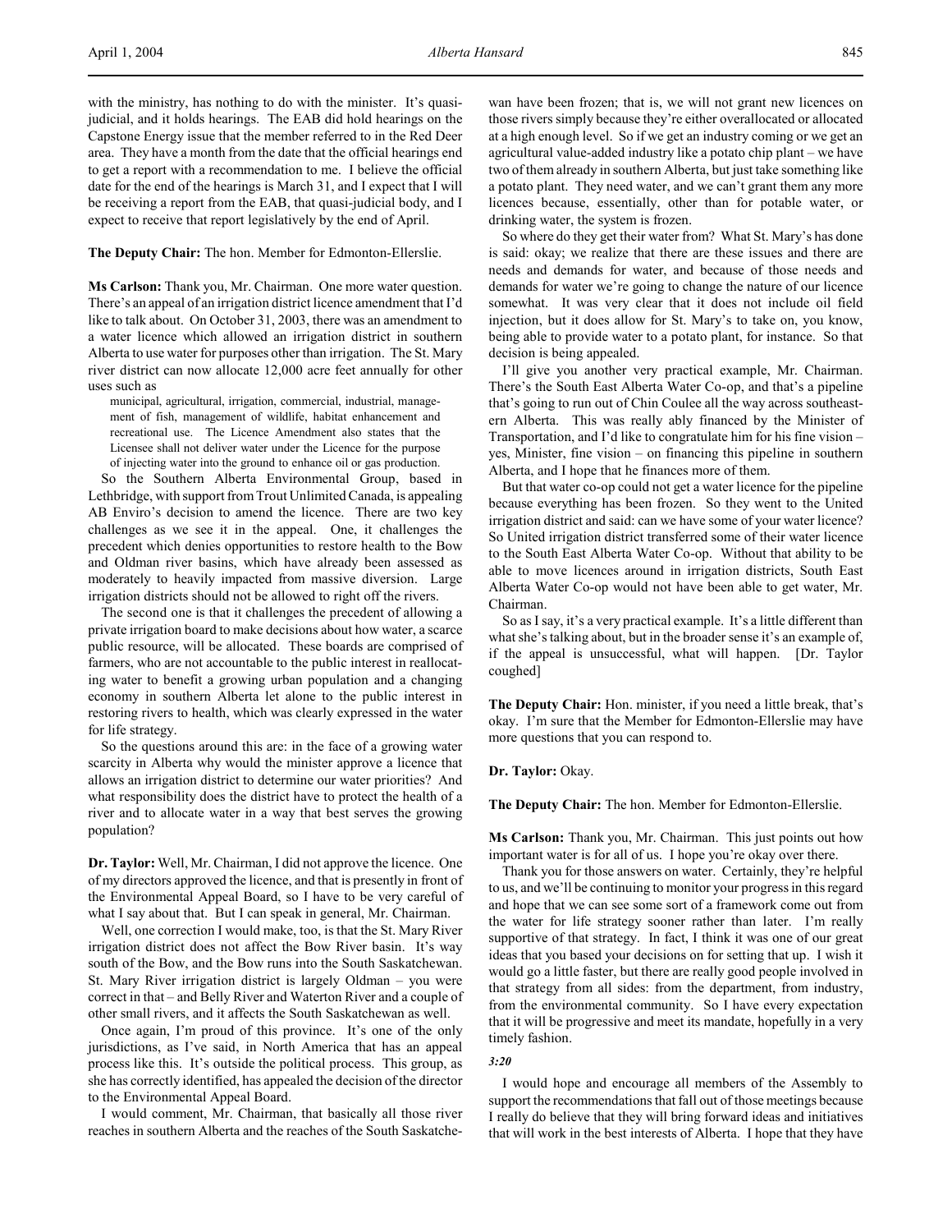with the ministry, has nothing to do with the minister. It's quasi-judicial, and it holds hearings. The EAB did hold hearings on the Capstone Energy issue that the member referred to in the Red Deer area. They have a month from the date that the official hearings end to get a report with a recommendation to me. I believe the official date for the end of the hearings is March 31, and I expect that I will be receiving a report from the EAB, that quasi-judicial body, and I expect to receive that report legislatively by the end of April.

**The Deputy Chair:** The hon. Member for Edmonton-Ellerslie.

**Ms Carlson:** Thank you, Mr. Chairman. One more water question. There's an appeal of an irrigation district licence amendment that I'd like to talk about. On October 31, 2003, there was an amendment to a water licence which allowed an irrigation district in southern Alberta to use water for purposes other than irrigation. The St. Mary river district can now allocate 12,000 acre feet annually for other uses such as

> municipal, agricultural, irrigation, commercial, industrial, management of fish, management of wildlife, habitat enhancement and recreational use. The Licence Amendment also states that the Licensee shall not deliver water under the Licence for the purpose of injecting water into the ground to enhance oil or gas production.

So the Southern Alberta Environmental Group, based in Lethbridge, with support from Trout Unlimited Canada, is appealing AB Enviro's decision to amend the licence. There are two key challenges as we see it in the appeal. One, it challenges the precedent which denies opportunities to restore health to the Bow and Oldman river basins, which have already been assessed as moderately to heavily impacted from massive diversion. Large irrigation districts should not be allowed to right off the rivers.

The second one is that it challenges the precedent of allowing a private irrigation board to make decisions about how water, a scarce public resource, will be allocated. These boards are comprised of farmers, who are not accountable to the public interest in reallocating water to benefit a growing urban population and a changing economy in southern Alberta let alone to the public interest in restoring rivers to health, which was clearly expressed in the water for life strategy.

So the questions around this are: in the face of a growing water scarcity in Alberta why would the minister approve a licence that allows an irrigation district to determine our water priorities? And what responsibility does the district have to protect the health of a river and to allocate water in a way that best serves the growing population?

**Dr. Taylor:** Well, Mr. Chairman, I did not approve the licence. One of my directors approved the licence, and that is presently in front of the Environmental Appeal Board, so I have to be very careful of what I say about that. But I can speak in general, Mr. Chairman.

Well, one correction I would make, too, is that the St. Mary River irrigation district does not affect the Bow River basin. It's way south of the Bow, and the Bow runs into the South Saskatchewan. St. Mary River irrigation district is largely Oldman – you were correct in that – and Belly River and Waterton River and a couple of other small rivers, and it affects the South Saskatchewan as well.

Once again, I'm proud of this province. It's one of the only jurisdictions, as I've said, in North America that has an appeal process like this. It's outside the political process. This group, as she has correctly identified, has appealed the decision of the director to the Environmental Appeal Board.

I would comment, Mr. Chairman, that basically all those river reaches in southern Alberta and the reaches of the South Saskatchewan have been frozen; that is, we will not grant new licences on those rivers simply because they're either overallocated or allocated at a high enough level. So if we get an industry coming or we get an agricultural value-added industry like a potato chip plant – we have two of them already in southern Alberta, but just take something like a potato plant. They need water, and we can't grant them any more licences because, essentially, other than for potable water, or drinking water, the system is frozen.

So where do they get their water from? What St. Mary's has done is said: okay; we realize that there are these issues and there are needs and demands for water, and because of those needs and demands for water we're going to change the nature of our licence somewhat. It was very clear that it does not include oil field injection, but it does allow for St. Mary's to take on, you know, being able to provide water to a potato plant, for instance. So that decision is being appealed.

I'll give you another very practical example, Mr. Chairman. There's the South East Alberta Water Co-op, and that's a pipeline that's going to run out of Chin Coulee all the way across southeastern Alberta. This was really ably financed by the Minister of Transportation, and I'd like to congratulate him for his fine vision – yes, Minister, fine vision – on financing this pipeline in southern Alberta, and I hope that he finances more of them.

But that water co-op could not get a water licence for the pipeline because everything has been frozen. So they went to the United irrigation district and said: can we have some of your water licence? So United irrigation district transferred some of their water licence to the South East Alberta Water Co-op. Without that ability to be able to move licences around in irrigation districts, South East Alberta Water Co-op would not have been able to get water, Mr. Chairman.

So as I say, it's a very practical example. It's a little different than what she's talking about, but in the broader sense it's an example of, if the appeal is unsuccessful, what will happen. [Dr. Taylor coughed]

**The Deputy Chair:** Hon. minister, if you need a little break, that's okay. I'm sure that the Member for Edmonton-Ellerslie may have more questions that you can respond to.

**Dr. Taylor:** Okay.

**The Deputy Chair:** The hon. Member for Edmonton-Ellerslie.

**Ms Carlson:** Thank you, Mr. Chairman. This just points out how important water is for all of us. I hope you're okay over there.

Thank you for those answers on water. Certainly, they're helpful to us, and we'll be continuing to monitor your progress in this regard and hope that we can see some sort of a framework come out from the water for life strategy sooner rather than later. I'm really supportive of that strategy. In fact, I think it was one of our great ideas that you based your decisions on for setting that up. I wish it would go a little faster, but there are really good people involved in that strategy from all sides: from the department, from industry, from the environmental community. So I have every expectation that it will be progressive and meet its mandate, hopefully in a very timely fashion.

*3:20*

I would hope and encourage all members of the Assembly to support the recommendations that fall out of those meetings because I really do believe that they will bring forward ideas and initiatives that will work in the best interests of Alberta. I hope that they have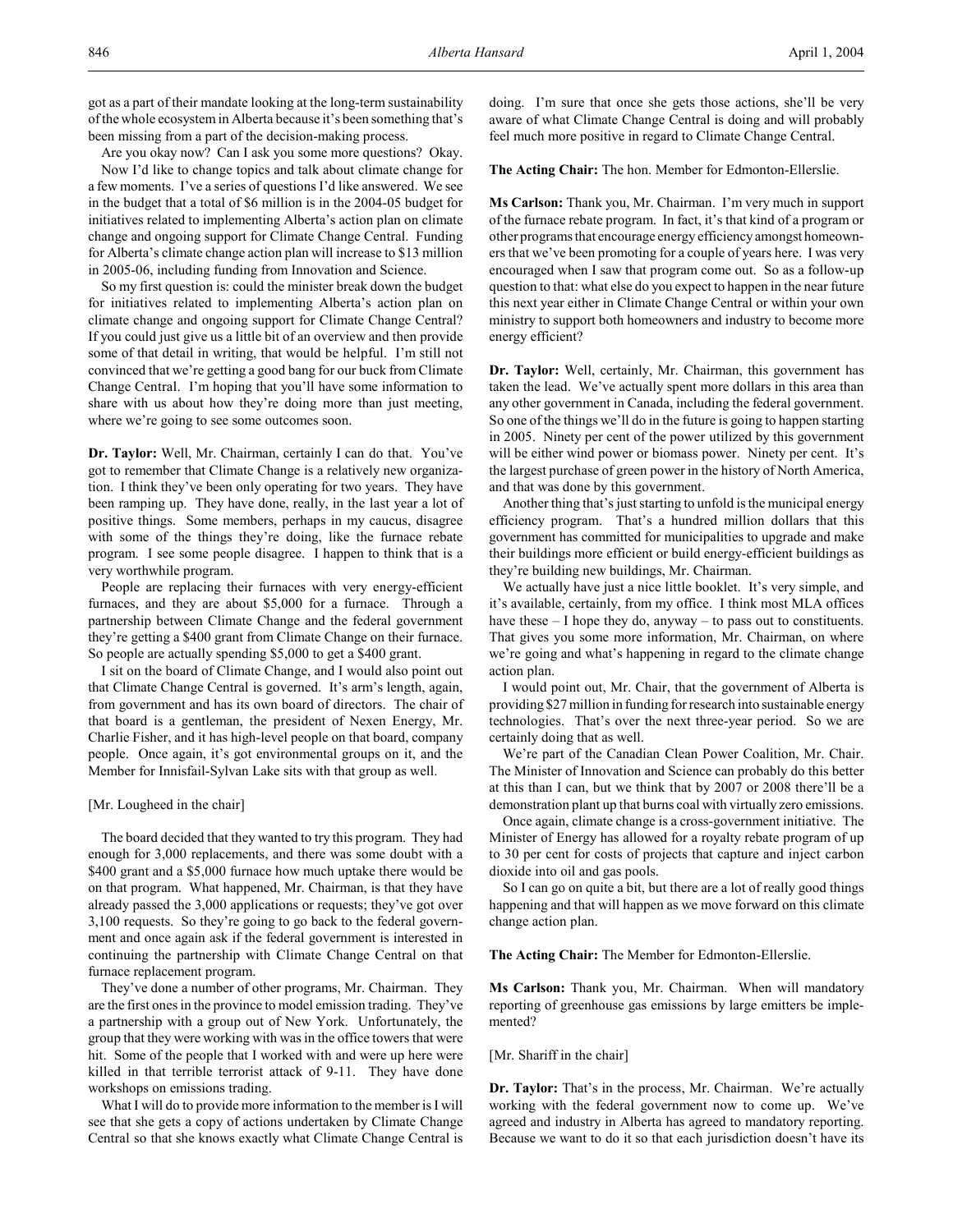got as a part of their mandate looking at the long-term sustainability of the whole ecosystem in Alberta because it's been something that's been missing from a part of the decision-making process.

Are you okay now? Can I ask you some more questions? Okay.

Now I'd like to change topics and talk about climate change for a few moments. I've a series of questions I'd like answered. We see in the budget that a total of $6 million is in the 2004-05 budget for initiatives related to implementing Alberta's action plan on climate change and ongoing support for Climate Change Central. Funding for Alberta's climate change action plan will increase to $13 million in 2005-06, including funding from Innovation and Science.

So my first question is: could the minister break down the budget for initiatives related to implementing Alberta's action plan on climate change and ongoing support for Climate Change Central? If you could just give us a little bit of an overview and then provide some of that detail in writing, that would be helpful. I'm still not convinced that we're getting a good bang for our buck from Climate Change Central. I'm hoping that you'll have some information to share with us about how they're doing more than just meeting, where we're going to see some outcomes soon.

**Dr. Taylor:** Well, Mr. Chairman, certainly I can do that. You've got to remember that Climate Change is a relatively new organization. I think they've been doing only operating for two years. They have been ramping up. They have done, really, in the last year a lot of positive things. Some members, perhaps in my caucus, disagree with some of the things they're doing, like the furnace rebate program. I see some people disagree. I happen to think that is a very worthwhile program.

People are replacing their furnaces with very energy-efficient furnaces, and they are about $5,000 for a furnace. Through a partnership between Climate Change and the federal government they're getting a $400 grant from Climate Change on their furnace. So people are actually spending $5,000 to get a $400 grant.

I sit on the board of Climate Change, and I would also point out that Climate Change Central is governed. It's arm's length, again, from government and has its own board of directors. The chair of that board is a gentleman, the president of Nexen Energy, Mr. Charlie Fisher, and it has high-level people on that board, company people. Once again, it's got environmental groups on it, and the Member for Innisfail-Sylvan Lake sits with that group as well.

[Mr. Lougheed in the chair]

The board decided that they wanted to try this program. They had enough for 3,000 replacements, and there was some doubt with a $400 grant and a $5,000 furnace how much uptake there would be on that program. What happened, Mr. Chairman, is that they have already passed the 3,000 applications or requests; they've got over 3,100 requests. So they're going to go back to the federal government and once again ask if the federal government is interested in continuing the partnership with Climate Change Central on that furnace replacement program.

They've done a number of other programs, Mr. Chairman. They are the first ones in the province to model emission trading. They've a partnership with a group out of New York. Unfortunately, the group that they were working with was in the office towers that were hit. Some of the people that I worked with and were up here were killed in that terrible terrorist attack of 9-11. They have done workshops on emissions trading.

What I will do to provide more information to the member is I will see that she gets a copy of actions undertaken by Climate Change Central so that she knows exactly what Climate Change Central is doing. I'm sure that once she gets those actions, she'll be very aware of what Climate Change Central is doing and will probably feel much more positive in regard to Climate Change Central.

**The Acting Chair:** The hon. Member for Edmonton-Ellerslie.

**Ms Carlson:** Thank you, Mr. Chairman. I'm very much in support of the furnace rebate program. In fact, it's that kind of a program or other programs that encourage energy efficiency amongst homeowners that we've been promoting for a couple of years here. I was very encouraged when I saw that program come out. So as a follow-up question to that: what else do you expect to happen in the near future this next year either in Climate Change Central or within your own ministry to support both homeowners and industry to become more energy efficient?

**Dr. Taylor:** Well, certainly, Mr. Chairman, this government has taken the lead. We've actually spent more dollars in this area than any other government in Canada, including the federal government. So one of the things we'll do in the future is going to happen starting in 2005. Ninety per cent of the power utilized by this government will be either wind power or biomass power. Ninety per cent. It's the largest purchase of green power in the history of North America, and that was done by this government.

Another thing that's just starting to unfold is the municipal energy efficiency program. That's a hundred million dollars that this government has committed for municipalities to upgrade and make their buildings more efficient or build energy-efficient buildings as they're building new buildings, Mr. Chairman.

We actually have just a nice little booklet. It's very simple, and it's available, certainly, from my office. I think most MLA offices have these – I hope they do, anyway – to pass out to constituents. That gives you some more information, Mr. Chairman, on where we're going and what's happening in regard to the climate change action plan.

I would point out, Mr. Chair, that the government of Alberta is providing $27 million in funding for research into sustainable energy technologies. That's over the next three-year period. So we are certainly doing that as well.

We're part of the Canadian Clean Power Coalition, Mr. Chair. The Minister of Innovation and Science can probably do this better at this than I can, but we think that by 2007 or 2008 there'll be a demonstration plant up that burns coal with virtually zero emissions.

Once again, climate change is a cross-government initiative. The Minister of Energy has allowed for a royalty rebate program of up to 30 per cent for costs of projects that capture and inject carbon dioxide into oil and gas pools.

So I can go on quite a bit, but there are a lot of really good things happening and that will happen as we move forward on this climate change action plan.

**The Acting Chair:** The Member for Edmonton-Ellerslie.

**Ms Carlson:** Thank you, Mr. Chairman. When will mandatory reporting of greenhouse gas emissions by large emitters be implemented?

[Mr. Shariff in the chair]

**Dr. Taylor:** That's in the process, Mr. Chairman. We're actually working with the federal government now to come up. We've agreed and industry in Alberta has agreed to mandatory reporting. Because we want to do it so that each jurisdiction doesn't have its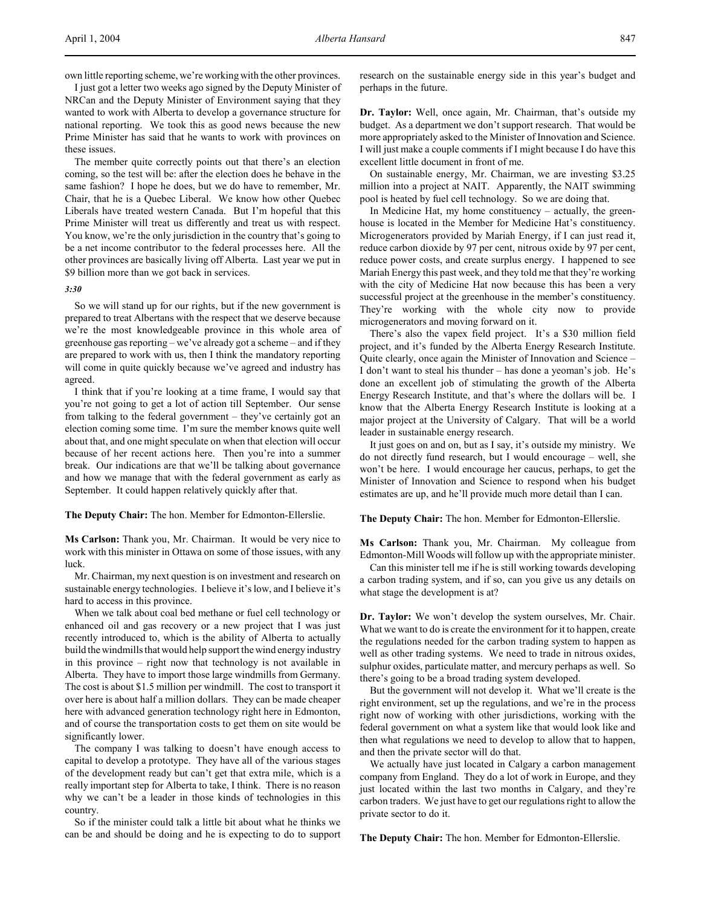own little reporting scheme, we're working with the other provinces.

I just got a letter two weeks ago signed by the Deputy Minister of NRCan and the Deputy Minister of Environment saying that they wanted to work with Alberta to develop a governance structure for national reporting. We took this as good news because the new Prime Minister has said that he wants to work with provinces on these issues.

The member quite correctly points out that there's an election coming, so the test will be: after the election does he behave in the same fashion? I hope he does, but we do have to remember, Mr. Chair, that he is a Quebec Liberal. We know how other Quebec Liberals have treated western Canada. But I'm hopeful that this Prime Minister will treat us differently and treat us with respect. You know, we're the only jurisdiction in the country that's going to be a net income contributor to the federal processes here. All the other provinces are basically living off Alberta. Last year we put in $9 billion more than we got back in services.

*3:30*

So we will stand up for our rights, but if the new government is prepared to treat Albertans with the respect that we deserve because we're the most knowledgeable province in this whole area of greenhouse gas reporting – we've already got a scheme – and if they are prepared to work with us, then I think the mandatory reporting will come in quite quickly because we've agreed and industry has agreed.

I think that if you're looking at a time frame, I would say that you're not going to get a lot of action till September. Our sense from talking to the federal government – they've certainly got an election coming some time. I'm sure the member knows quite well about that, and one might speculate on when that election will occur because of her recent actions here. Then you're into a summer break. Our indications are that we'll be talking about governance and how we manage that with the federal government as early as September. It could happen relatively quickly after that.

**The Deputy Chair:** The hon. Member for Edmonton-Ellerslie.

**Ms Carlson:** Thank you, Mr. Chairman. It would be very nice to work with this minister in Ottawa on some of those issues, with any luck.

Mr. Chairman, my next question is on investment and research on sustainable energy technologies. I believe it's low, and I believe it's hard to access in this province.

When we talk about coal bed methane or fuel cell technology or enhanced oil and gas recovery or a new project that I was just recently introduced to, which is the ability of Alberta to actually build the windmills that would help support the wind energy industry in this province – right now that technology is not available in Alberta. They have to import those large windmills from Germany. The cost is about $1.5 million per windmill. The cost to transport it over here is about half a million dollars. They can be made cheaper here with advanced generation technology right here in Edmonton, and of course the transportation costs to get them on site would be significantly lower.

The company I was talking to doesn't have enough access to capital to develop a prototype. They have all of the various stages of the development ready but can't get that extra mile, which is a really important step for Alberta to take, I think. There is no reason why we can't be a leader in those kinds of technologies in this country.

So if the minister could talk a little bit about what he thinks we can be and should be doing and he is expecting to do to support research on the sustainable energy side in this year's budget and perhaps in the future.

**Dr. Taylor:** Well, once again, Mr. Chairman, that's outside my budget. As a department we don't support research. That would be more appropriately asked to the Minister of Innovation and Science. I will just make a couple comments if I might because I do have this excellent little document in front of me.

On sustainable energy, Mr. Chairman, we are investing $3.25 million into a project at NAIT. Apparently, the NAIT swimming pool is heated by fuel cell technology. So we are doing that.

In Medicine Hat, my home constituency – actually, the greenhouse is located in the Member for Medicine Hat's constituency. Microgenerators provided by Mariah Energy, if I can just read it, reduce carbon dioxide by 97 per cent, nitrous oxide by 97 per cent, reduce power costs, and create surplus energy. I happened to see Mariah Energy this past week, and they told me that they're working with the city of Medicine Hat now because this has been a very successful project at the greenhouse in the member's constituency. They're working with the whole city now to provide microgenerators and moving forward on it.

There's also the vapex field project. It's a $30 million field project, and it's funded by the Alberta Energy Research Institute. Quite clearly, once again the Minister of Innovation and Science – I don't want to steal his thunder – has done a yeoman's job. He's done an excellent job of stimulating the growth of the Alberta Energy Research Institute, and that's where the dollars will be. I know that the Alberta Energy Research Institute is looking at a major project at the University of Calgary. That will be a world leader in sustainable energy research.

It just goes on and on, but as I say, it's outside my ministry. We do not directly fund research, but I would encourage – well, she won't be here. I would encourage her caucus, perhaps, to get the Minister of Innovation and Science to respond when his budget estimates are up, and he'll provide much more detail than I can.

**The Deputy Chair:** The hon. Member for Edmonton-Ellerslie.

**Ms Carlson:** Thank you, Mr. Chairman. My colleague from Edmonton-Mill Woods will follow up with the appropriate minister.

Can this minister tell me if he is still working towards developing a carbon trading system, and if so, can you give us any details on what stage the development is at?

**Dr. Taylor:** We won't develop the system ourselves, Mr. Chair. What we want to do is create the environment for it to happen, create the regulations needed for the carbon trading system to happen as well as other trading systems. We need to trade in nitrous oxides, sulphur oxides, particulate matter, and mercury perhaps as well. So there's going to be a broad trading system developed.

But the government will not develop it. What we'll create is the right environment, set up the regulations, and we're in the process right now of working with other jurisdictions, working with the federal government on what a system like that would look like and then what regulations we need to develop to allow that to happen, and then the private sector will do that.

We actually have just located in Calgary a carbon management company from England. They do a lot of work in Europe, and they just located within the last two months in Calgary, and they're carbon traders. We just have to get our regulations right to allow the private sector to do it.

**The Deputy Chair:** The hon. Member for Edmonton-Ellerslie.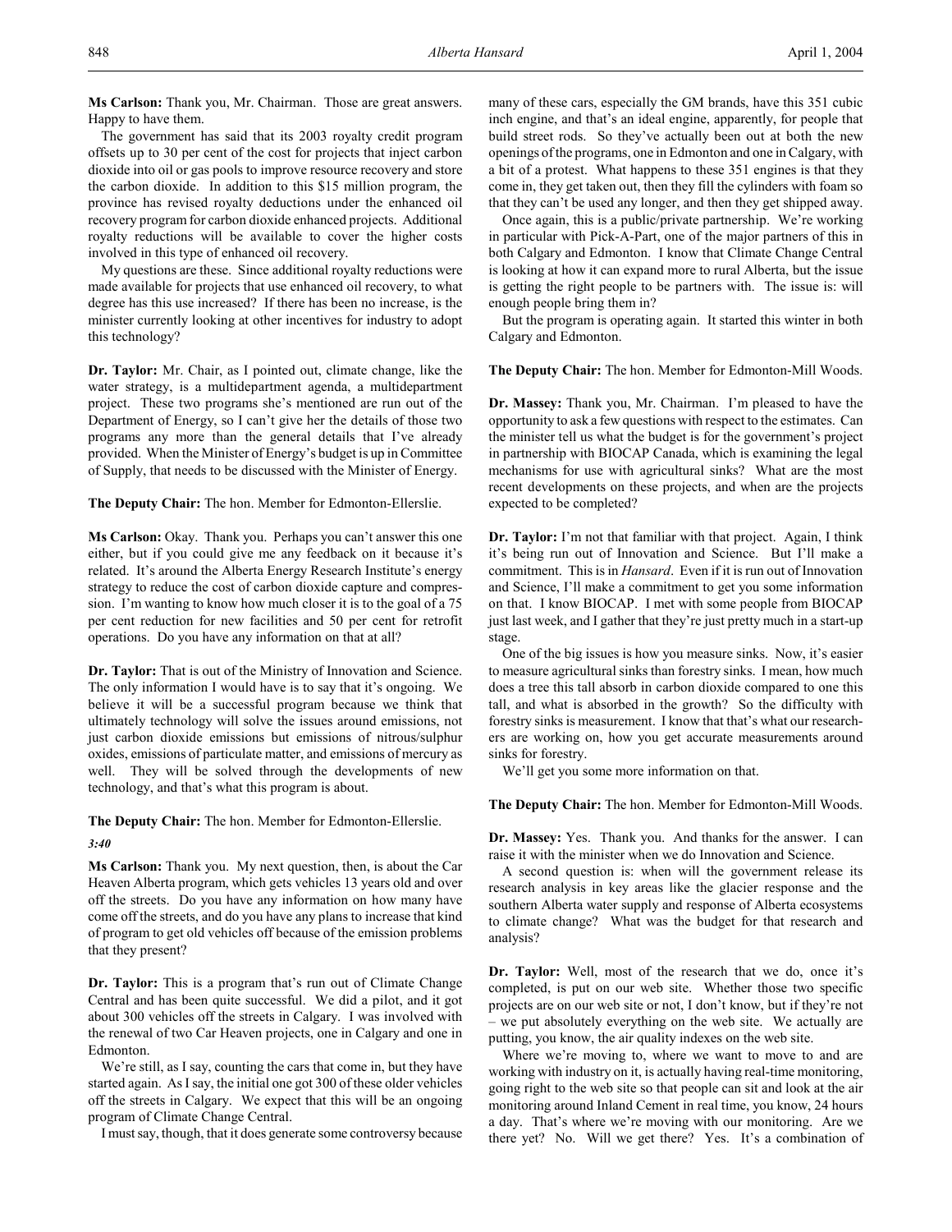**Ms Carlson:** Thank you, Mr. Chairman. Those are great answers. Happy to have them.

The government has said that its 2003 royalty credit program offsets up to 30 per cent of the cost for projects that inject carbon dioxide into oil or gas pools to improve resource recovery and store the carbon dioxide. In addition to this $15 million program, the province has revised royalty deductions under the enhanced oil recovery program for carbon dioxide enhanced projects. Additional royalty reductions will be available to cover the higher costs involved in this type of enhanced oil recovery.

My questions are these. Since additional royalty reductions were made available for projects that use enhanced oil recovery, to what degree has this use increased? If there has been no increase, is the minister currently looking at other incentives for industry to adopt this technology?

**Dr. Taylor:** Mr. Chair, as I pointed out, climate change, like the water strategy, is a multidepartment agenda, a multidepartment project. These two programs she's mentioned are run out of the Department of Energy, so I can't give her the details of those two programs any more than the general details that I've already provided. When the Minister of Energy's budget is up in Committee of Supply, that needs to be discussed with the Minister of Energy.

**The Deputy Chair:** The hon. Member for Edmonton-Ellerslie.

**Ms Carlson:** Okay. Thank you. Perhaps you can't answer this one either, but if you could give me any feedback on it because it's related. It's around the Alberta Energy Research Institute's energy strategy to reduce the cost of carbon dioxide capture and compression. I'm wanting to know how much closer it is to the goal of a 75 per cent reduction for new facilities and 50 per cent for retrofit operations. Do you have any information on that at all?

**Dr. Taylor:** That is out of the Ministry of Innovation and Science. The only information I would have is to say that it's ongoing. We believe it will be a successful program because we think that ultimately technology will solve the issues around emissions, not just carbon dioxide emissions but emissions of nitrous/sulphur oxides, emissions of particulate matter, and emissions of mercury as well. They will be solved through the developments of new technology, and that's what this program is about.

**The Deputy Chair:** The hon. Member for Edmonton-Ellerslie.

*3:40*

**Ms Carlson:** Thank you. My next question, then, is about the Car Heaven Alberta program, which gets vehicles 13 years old and over off the streets. Do you have any information on how many have come off the streets, and do you have any plans to increase that kind of program to get old vehicles off because of the emission problems that they present?

**Dr. Taylor:** This is a program that's run out of Climate Change Central and has been quite successful. We did a pilot, and it got about 300 vehicles off the streets in Calgary. I was involved with the renewal of two Car Heaven projects, one in Calgary and one in Edmonton.

We're still, as I say, counting the cars that come in, but they have started again. As I say, the initial one got 300 of these older vehicles off the streets in Calgary. We expect that this will be an ongoing program of Climate Change Central.

I must say, though, that it does generate some controversy because many of these cars, especially the GM brands, have this 351 cubic inch engine, and that's an ideal engine, apparently, for people that build street rods. So they've actually been out at both the new openings of the programs, one in Edmonton and one in Calgary, with a bit of a protest. What happens to these 351 engines is that they come in, they get taken out, then they fill the cylinders with foam so that they can't be used any longer, and then they get shipped away.

Once again, this is a public/private partnership. We're working in particular with Pick-A-Part, one of the major partners of this in both Calgary and Edmonton. I know that Climate Change Central is looking at how it can expand more to rural Alberta, but the issue is getting the right people to be partners with. The issue is: will enough people bring them in?

But the program is operating again. It started this winter in both Calgary and Edmonton.

**The Deputy Chair:** The hon. Member for Edmonton-Mill Woods.

**Dr. Massey:** Thank you, Mr. Chairman. I'm pleased to have the opportunity to ask a few questions with respect to the estimates. Can the minister tell us what the budget is for the government's project in partnership with BIOCAP Canada, which is examining the legal mechanisms for use with agricultural sinks? What are the most recent developments on these projects, and when are the projects expected to be completed?

**Dr. Taylor:** I'm not that familiar with that project. Again, I think it's being run out of Innovation and Science. But I'll make a commitment. This is in *Hansard*. Even if it is run out of Innovation and Science, I'll make a commitment to get you some information on that. I know BIOCAP. I met with some people from BIOCAP just last week, and I gather that they're just pretty much in a start-up stage.

One of the big issues is how you measure sinks. Now, it's easier to measure agricultural sinks than forestry sinks. I mean, how much does a tree this tall absorb in carbon dioxide compared to one this tall, and what is absorbed in the growth? So the difficulty with forestry sinks is measurement. I know that that's what our researchers are working on, how you get accurate measurements around sinks for forestry.

We'll get you some more information on that.

**The Deputy Chair:** The hon. Member for Edmonton-Mill Woods.

**Dr. Massey:** Yes. Thank you. And thanks for the answer. I can raise it with the minister when we do Innovation and Science.

A second question is: when will the government release its research analysis in key areas like the glacier response and the southern Alberta water supply and response of Alberta ecosystems to climate change? What was the budget for that research and analysis?

**Dr. Taylor:** Well, most of the research that we do, once it's completed, is put on our web site. Whether those two specific projects are on our web site or not, I don't know, but if they're not – we put absolutely everything on the web site. We actually are putting, you know, the air quality indexes on the web site.

Where we're moving to, where we want to move to and are working with industry on it, is actually having real-time monitoring, going right to the web site so that people can sit and look at the air monitoring around Inland Cement in real time, you know, 24 hours a day. That's where we're moving with our monitoring. Are we there yet? No. Will we get there? Yes. It's a combination of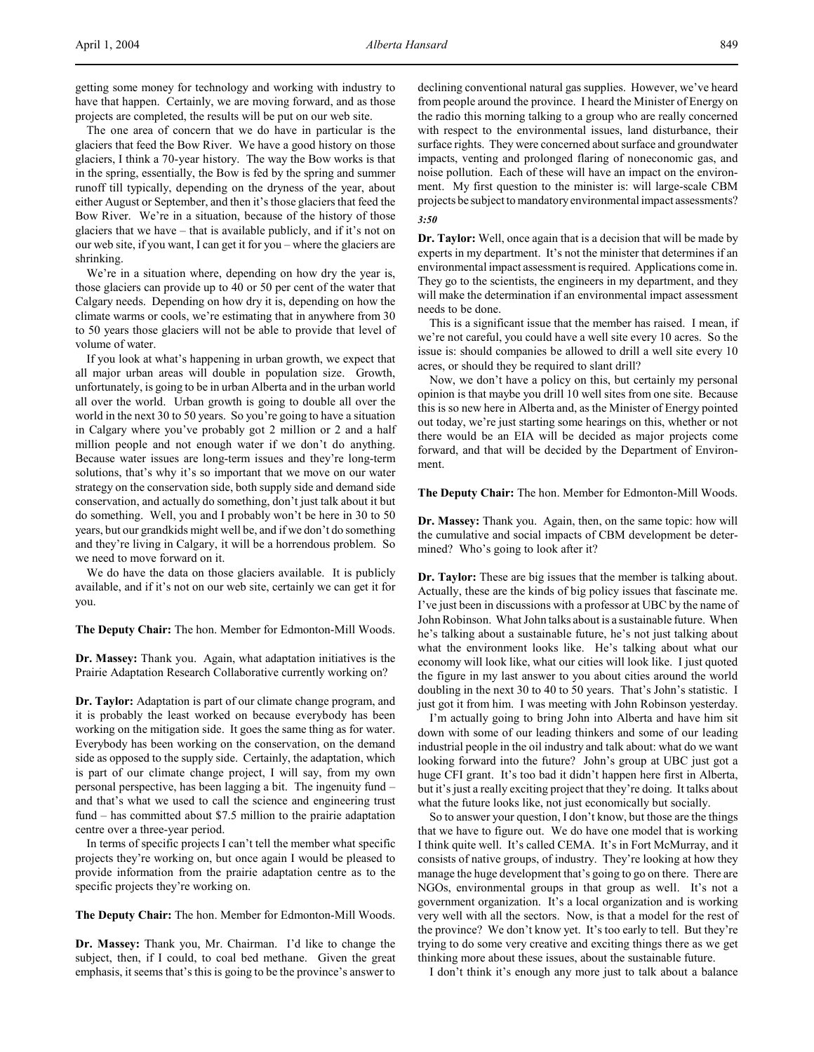getting some money for technology and working with industry to have that happen. Certainly, we are moving forward, and as those projects are completed, the results will be put on our web site.

The one area of concern that we do have in particular is the glaciers that feed the Bow River. We have a good history on those glaciers, I think a 70-year history. The way the Bow works is that in the spring, essentially, the Bow is fed by the spring and summer runoff till typically, depending on the dryness of the year, about either August or September, and then it's those glaciers that feed the Bow River. We're in a situation, because of the history of those glaciers that we have – that is available publicly, and if it's not on our web site, if you want, I can get it for you – where the glaciers are shrinking.

We're in a situation where, depending on how dry the year is, those glaciers can provide up to 40 or 50 per cent of the water that Calgary needs. Depending on how dry it is, depending on how the climate warms or cools, we're estimating that in anywhere from 30 to 50 years those glaciers will not be able to provide that level of volume of water.

If you look at what's happening in urban growth, we expect that all major urban areas will double in population size. Growth, unfortunately, is going to be in urban Alberta and in the urban world all over the world. Urban growth is going to double all over the world in the next 30 to 50 years. So you're going to have a situation in Calgary where you've probably got 2 million or 2 and a half million people and not enough water if we don't do anything. Because water issues are long-term issues and they're long-term solutions, that's why it's so important that we move on our water strategy on the conservation side, both supply side and demand side conservation, and actually do something, don't just talk about it but do something. Well, you and I probably won't be here in 30 to 50 years, but our grandkids might well be, and if we don't do something and they're living in Calgary, it will be a horrendous problem. So we need to move forward on it.

We do have the data on those glaciers available. It is publicly available, and if it's not on our web site, certainly we can get it for you.

**The Deputy Chair:** The hon. Member for Edmonton-Mill Woods.

**Dr. Massey:** Thank you. Again, what adaptation initiatives is the Prairie Adaptation Research Collaborative currently working on?

**Dr. Taylor:** Adaptation is part of our climate change program, and it is probably the least worked on because everybody has been working on the mitigation side. It goes the same thing as for water. Everybody has been working on the conservation, on the demand side as opposed to the supply side. Certainly, the adaptation, which is part of our climate change project, I will say, from my own personal perspective, has been lagging a bit. The ingenuity fund – and that's what we used to call the science and engineering trust fund – has committed about $7.5 million to the prairie adaptation centre over a three-year period.

In terms of specific projects I can't tell the member what specific projects they're working on, but once again I would be pleased to provide information from the prairie adaptation centre as to the specific projects they're working on.

**The Deputy Chair:** The hon. Member for Edmonton-Mill Woods.

**Dr. Massey:** Thank you, Mr. Chairman. I'd like to change the subject, then, if I could, to coal bed methane. Given the great emphasis, it seems that's this is going to be the province's answer to declining conventional natural gas supplies. However, we've heard from people around the province. I heard the Minister of Energy on the radio this morning talking to a group who are really concerned with respect to the environmental issues, land disturbance, their surface rights. They were concerned about surface and groundwater impacts, venting and prolonged flaring of noneconomic gas, and noise pollution. Each of these will have an impact on the environment. My first question to the minister is: will large-scale CBM projects be subject to mandatory environmental impact assessments?

*3:50*

**Dr. Taylor:** Well, once again that is a decision that will be made by experts in my department. It's not the minister that determines if an environmental impact assessment is required. Applications come in. They go to the scientists, the engineers in my department, and they will make the determination if an environmental impact assessment needs to be done.

This is a significant issue that the member has raised. I mean, if we're not careful, you could have a well site every 10 acres. So the issue is: should companies be allowed to drill a well site every 10 acres, or should they be required to slant drill?

Now, we don't have a policy on this, but certainly my personal opinion is that maybe you drill 10 well sites from one site. Because this is so new here in Alberta and, as the Minister of Energy pointed out today, we're just starting some hearings on this, whether or not there would be an EIA will be decided as major projects come forward, and that will be decided by the Department of Environment.

**The Deputy Chair:** The hon. Member for Edmonton-Mill Woods.

**Dr. Massey:** Thank you. Again, then, on the same topic: how will the cumulative and social impacts of CBM development be determined? Who's going to look after it?

**Dr. Taylor:** These are big issues that the member is talking about. Actually, these are the kinds of big policy issues that fascinate me. I've just been in discussions with a professor at UBC by the name of John Robinson. What John talks about is a sustainable future. When he's talking about a sustainable future, he's not just talking about what the environment looks like. He's talking about what our economy will look like, what our cities will look like. I just quoted the figure in my last answer to you about cities around the world doubling in the next 30 to 40 to 50 years. That's John's statistic. I just got it from him. I was meeting with John Robinson yesterday.

I'm actually going to bring John into Alberta and have him sit down with some of our leading thinkers and some of our leading industrial people in the oil industry and talk about: what do we want looking forward into the future? John's group at UBC just got a huge CFI grant. It's too bad it didn't happen here first in Alberta, but it's just a really exciting project that they're doing. It talks about what the future looks like, not just economically but socially.

So to answer your question, I don't know, but those are the things that we have to figure out. We do have one model that is working I think quite well. It's called CEMA. It's in Fort McMurray, and it consists of native groups, of industry. They're looking at how they manage the huge development that's going to go on there. There are NGOs, environmental groups in that group as well. It's not a government organization. It's a local organization and is working very well with all the sectors. Now, is that a model for the rest of the province? We don't know yet. It's too early to tell. But they're trying to do some very creative and exciting things there as we get thinking more about these issues, about the sustainable future.

I don't think it's enough any more just to talk about a balance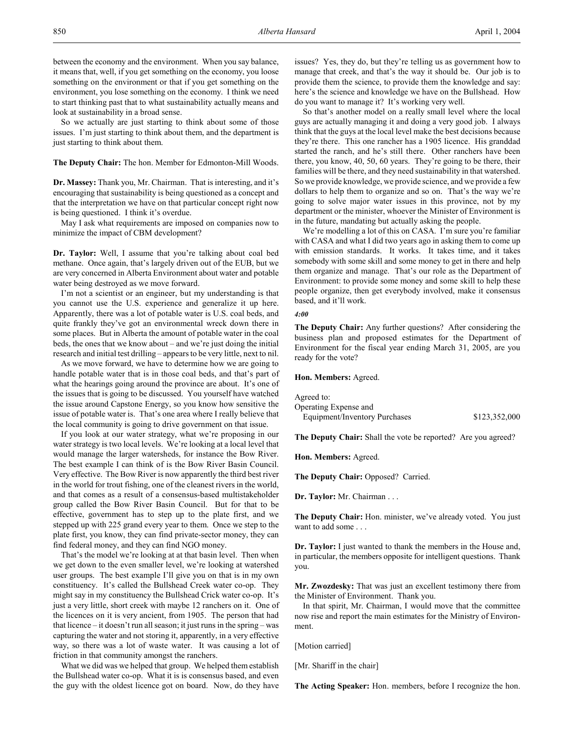between the economy and the environment. When you say balance, it means that, well, if you get something on the economy, you loose something on the environment or that if you get something on the environment, you lose something on the economy. I think we need to start thinking past that to what sustainability actually means and look at sustainability in a broad sense.

So we actually are just starting to think about some of those issues. I'm just starting to think about them, and the department is just starting to think about them.

**The Deputy Chair:** The hon. Member for Edmonton-Mill Woods.

**Dr. Massey:** Thank you, Mr. Chairman. That is interesting, and it's encouraging that sustainability is being questioned as a concept and that the interpretation we have on that particular concept right now is being questioned. I think it's overdue.

May I ask what requirements are imposed on companies now to minimize the impact of CBM development?

**Dr. Taylor:** Well, I assume that you're talking about coal bed methane. Once again, that's largely driven out of the EUB, but we are very concerned in Alberta Environment about water and potable water being destroyed as we move forward.

I'm not a scientist or an engineer, but my understanding is that you cannot use the U.S. experience and generalize it up here. Apparently, there was a lot of potable water is U.S. coal beds, and quite frankly they've got an environmental wreck down there in some places. But in Alberta the amount of potable water in the coal beds, the ones that we know about – and we're just doing the initial research and initial test drilling – appears to be very little, next to nil.

As we move forward, we have to determine how we are going to handle potable water that is in those coal beds, and that's part of what the hearings going around the province are about. It's one of the issues that is going to be discussed. You yourself have watched the issue around Capstone Energy, so you know how sensitive the issue of potable water is. That's one area where I really believe that the local community is going to drive government on that issue.

If you look at our water strategy, what we're proposing in our water strategy is two local levels. We're looking at a local level that would manage the larger watersheds, for instance the Bow River. The best example I can think of is the Bow River Basin Council. Very effective. The Bow River is now apparently the third best river in the world for trout fishing, one of the cleanest rivers in the world, and that comes as a result of a consensus-based multistakeholder group called the Bow River Basin Council. But for that to be effective, government has to step up to the plate first, and we stepped up with 225 grand every year to them. Once we step to the plate first, you know, they can find private-sector money, they can find federal money, and they can find NGO money.

That's the model we're looking at at that basin level. Then when we get down to the even smaller level, we're looking at watershed user groups. The best example I'll give you on that is in my own constituency. It's called the Bullshead Creek water co-op. They might say in my constituency the Bullshead Crick water co-op. It's just a very little, short creek with maybe 12 ranchers on it. One of the licences on it is very ancient, from 1905. The person that had that licence – it doesn't run all season; it just runs in the spring – was capturing the water and not storing it, apparently, in a very effective way, so there was a lot of waste water. It was causing a lot of friction in that community amongst the ranchers.

What we did was we helped that group. We helped them establish the Bullshead water co-op. What it is is consensus based, and even the guy with the oldest licence got on board. Now, do they have issues? Yes, they do, but they're telling us as government how to manage that creek, and that's the way it should be. Our job is to provide them the science, to provide them the knowledge and say: here's the science and knowledge we have on the Bullshead. How do you want to manage it? It's working very well.

So that's another model on a really small level where the local guys are actually managing it and doing a very good job. I always think that the guys at the local level make the best decisions because they're there. This one rancher has a 1905 licence. His granddad started the ranch, and he's still there. Other ranchers have been there, you know, 40, 50, 60 years. They're going to be there, their families will be there, and they need sustainability in that watershed. So we provide knowledge, we provide science, and we provide a few dollars to help them to organize and so on. That's the way we're going to solve major water issues in this province, not by my department or the minister, whoever the Minister of Environment is in the future, mandating but actually asking the people.

We're modelling a lot of this on CASA. I'm sure you're familiar with CASA and what I did two years ago in asking them to come up with emission standards. It works. It takes time, and it takes somebody with some skill and some money to get in there and help them organize and manage. That's our role as the Department of Environment: to provide some money and some skill to help these people organize, then get everybody involved, make it consensus based, and it'll work.

*4:00*

**The Deputy Chair:** Any further questions? After considering the business plan and proposed estimates for the Department of Environment for the fiscal year ending March 31, 2005, are you ready for the vote?

**Hon. Members:** Agreed.

Agreed to:
Operating Expense and
Equipment/Inventory Purchases $123,352,000

**The Deputy Chair:** Shall the vote be reported? Are you agreed?

**Hon. Members:** Agreed.

**The Deputy Chair:** Opposed? Carried.

**Dr. Taylor:** Mr. Chairman . . .

**The Deputy Chair:** Hon. minister, we've already voted. You just want to add some . . .

**Dr. Taylor:** I just wanted to thank the members in the House and, in particular, the members opposite for intelligent questions. Thank you.

**Mr. Zwozdesky:** That was just an excellent testimony there from the Minister of Environment. Thank you.

In that spirit, Mr. Chairman, I would move that the committee now rise and report the main estimates for the Ministry of Environment.

[Motion carried]

[Mr. Shariff in the chair]

**The Acting Speaker:** Hon. members, before I recognize the hon.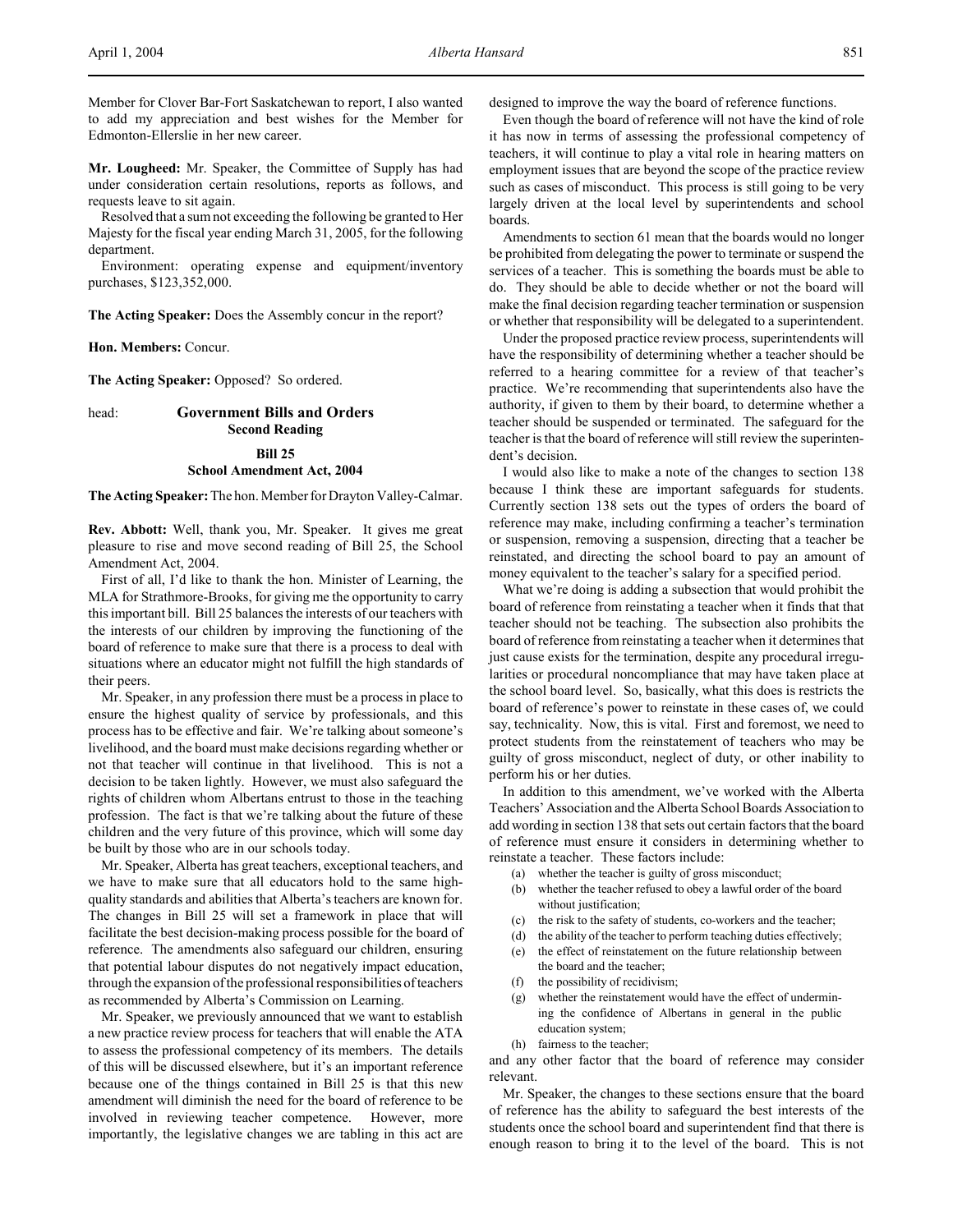Member for Clover Bar-Fort Saskatchewan to report, I also wanted to add my appreciation and best wishes for the Member for Edmonton-Ellerslie in her new career.

**Mr. Lougheed:** Mr. Speaker, the Committee of Supply has had under consideration certain resolutions, reports as follows, and requests leave to sit again.

Resolved that a sum not exceeding the following be granted to Her Majesty for the fiscal year ending March 31, 2005, for the following department.

Environment: operating expense and equipment/inventory purchases, $123,352,000.

**The Acting Speaker:** Does the Assembly concur in the report?

**Hon. Members:** Concur.

**The Acting Speaker:** Opposed? So ordered.

head: **Government Bills and Orders**
**Second Reading**

**Bill 25**
**School Amendment Act, 2004**

**The Acting Speaker:** The hon. Member for Drayton Valley-Calmar.

**Rev. Abbott:** Well, thank you, Mr. Speaker. It gives me great pleasure to rise and move second reading of Bill 25, the School Amendment Act, 2004.

First of all, I'd like to thank the hon. Minister of Learning, the MLA for Strathmore-Brooks, for giving me the opportunity to carry this important bill. Bill 25 balances the interests of our teachers with the interests of our children by improving the functioning of the board of reference to make sure that there is a process to deal with situations where an educator might not fulfill the high standards of their peers.

Mr. Speaker, in any profession there must be a process in place to ensure the highest quality of service by professionals, and this process has to be effective and fair. We're talking about someone's livelihood, and the board must make decisions regarding whether or not that teacher will continue in that livelihood. This is not a decision to be taken lightly. However, we must also safeguard the rights of children whom Albertans entrust to those in the teaching profession. The fact is that we're talking about the future of these children and the very future of this province, which will some day be built by those who are in our schools today.

Mr. Speaker, Alberta has great teachers, exceptional teachers, and we have to make sure that all educators hold to the same high-quality standards and abilities that Alberta's teachers are known for. The changes in Bill 25 will set a framework in place that will facilitate the best decision-making process possible for the board of reference. The amendments also safeguard our children, ensuring that potential labour disputes do not negatively impact education, through the expansion of the professional responsibilities of teachers as recommended by Alberta's Commission on Learning.

Mr. Speaker, we previously announced that we want to establish a new practice review process for teachers that will enable the ATA to assess the professional competency of its members. The details of this will be discussed elsewhere, but it's an important reference because one of the things contained in Bill 25 is that this new amendment will diminish the need for the board of reference to be involved in reviewing teacher competence. However, more importantly, the legislative changes we are tabling in this act are designed to improve the way the board of reference functions.

Even though the board of reference will not have the kind of role it has now in terms of assessing the professional competency of teachers, it will continue to play a vital role in hearing matters on employment issues that are beyond the scope of the practice review such as cases of misconduct. This process is still going to be very largely driven at the local level by superintendents and school boards.

Amendments to section 61 mean that the boards would no longer be prohibited from delegating the power to terminate or suspend the services of a teacher. This is something the boards must be able to do. They should be able to decide whether or not the board will make the final decision regarding teacher termination or suspension or whether that responsibility will be delegated to a superintendent.

Under the proposed practice review process, superintendents will have the responsibility of determining whether a teacher should be referred to a hearing committee for a review of that teacher's practice. We're recommending that superintendents also have the authority, if given to them by their board, to determine whether a teacher should be suspended or terminated. The safeguard for the teacher is that the board of reference will still review the superintendent's decision.

I would also like to make a note of the changes to section 138 because I think these are important safeguards for students. Currently section 138 sets out the types of orders the board of reference may make, including confirming a teacher's termination or suspension, removing a suspension, directing that a teacher be reinstated, and directing the school board to pay an amount of money equivalent to the teacher's salary for a specified period.

What we're doing is adding a subsection that would prohibit the board of reference from reinstating a teacher when it finds that that teacher should not be teaching. The subsection also prohibits the board of reference from reinstating a teacher when it determines that just cause exists for the termination, despite any procedural irregularities or procedural noncompliance that may have taken place at the school board level. So, basically, what this does is restricts the board of reference's power to reinstate in these cases of, we could say, technicality. Now, this is vital. First and foremost, we need to protect students from the reinstatement of teachers who may be guilty of gross misconduct, neglect of duty, or other inability to perform his or her duties.

In addition to this amendment, we've worked with the Alberta Teachers' Association and the Alberta School Boards Association to add wording in section 138 that sets out certain factors that the board of reference must ensure it considers in determining whether to reinstate a teacher. These factors include:

(a) whether the teacher is guilty of gross misconduct;
(b) whether the teacher refused to obey a lawful order of the board without justification;
(c) the risk to the safety of students, co-workers and the teacher;
(d) the ability of the teacher to perform teaching duties effectively;
(e) the effect of reinstatement on the future relationship between the board and the teacher;
(f) the possibility of recidivism;
(g) whether the reinstatement would have the effect of undermining the confidence of Albertans in general in the public education system;
(h) fairness to the teacher;

and any other factor that the board of reference may consider relevant.

Mr. Speaker, the changes to these sections ensure that the board of reference has the ability to safeguard the best interests of the students once the school board and superintendent find that there is enough reason to bring it to the level of the board. This is not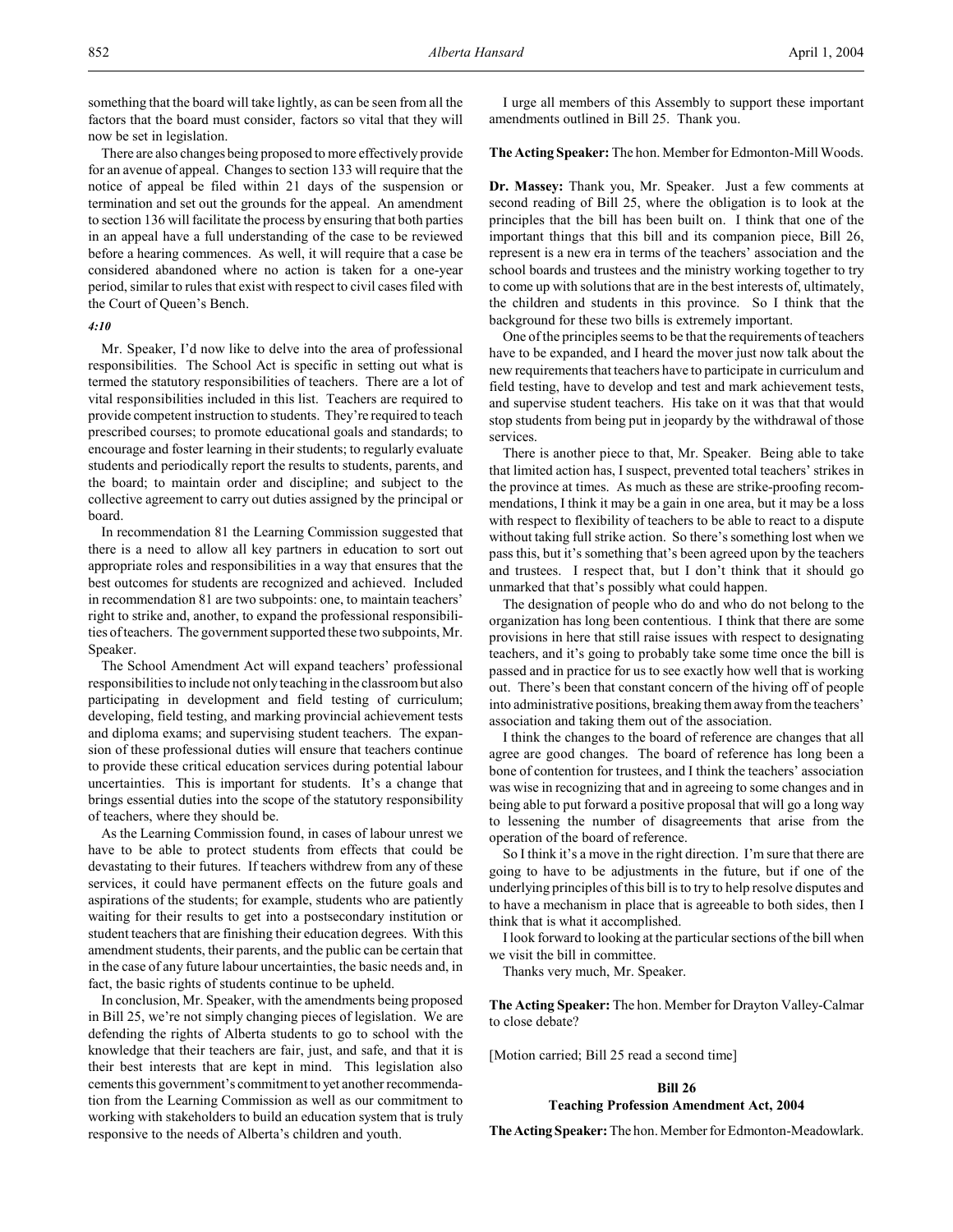something that the board will take lightly, as can be seen from all the factors that the board must consider, factors so vital that they will now be set in legislation.

There are also changes being proposed to more effectively provide for an avenue of appeal. Changes to section 133 will require that the notice of appeal be filed within 21 days of the suspension or termination and set out the grounds for the appeal. An amendment to section 136 will facilitate the process by ensuring that both parties in an appeal have a full understanding of the case to be reviewed before a hearing commences. As well, it will require that a case be considered abandoned where no action is taken for a one-year period, similar to rules that exist with respect to civil cases filed with the Court of Queen's Bench.

*4:10*

Mr. Speaker, I'd now like to delve into the area of professional responsibilities. The School Act is specific in setting out what is termed the statutory responsibilities of teachers. There are a lot of vital responsibilities included in this list. Teachers are required to provide competent instruction to students. They're required to teach prescribed courses; to promote educational goals and standards; to encourage and foster learning in their students; to regularly evaluate students and periodically report the results to students, parents, and the board; to maintain order and discipline; and subject to the collective agreement to carry out duties assigned by the principal or board.

In recommendation 81 the Learning Commission suggested that there is a need to allow all key partners in education to sort out appropriate roles and responsibilities in a way that ensures that the best outcomes for students are recognized and achieved. Included in recommendation 81 are two subpoints: one, to maintain teachers' right to strike and, another, to expand the professional responsibilities of teachers. The government supported these two subpoints, Mr. Speaker.

The School Amendment Act will expand teachers' professional responsibilities to include not only teaching in the classroom but also participating in development and field testing of curriculum; developing, field testing, and marking provincial achievement tests and diploma exams; and supervising student teachers. The expansion of these professional duties will ensure that teachers continue to provide these critical education services during potential labour uncertainties. This is important for students. It's a change that brings essential duties into the scope of the statutory responsibility of teachers, where they should be.

As the Learning Commission found, in cases of labour unrest we have to be able to protect students from effects that could be devastating to their futures. If teachers withdrew from any of these services, it could have permanent effects on the future goals and aspirations of the students; for example, students who are patiently waiting for their results to get into a postsecondary institution or student teachers that are finishing their education degrees. With this amendment students, their parents, and the public can be certain that in the case of any future labour uncertainties, the basic needs and, in fact, the basic rights of students continue to be upheld.

In conclusion, Mr. Speaker, with the amendments being proposed in Bill 25, we're not simply changing pieces of legislation. We are defending the rights of Alberta students to go to school with the knowledge that their teachers are fair, just, and safe, and that it is their best interests that are kept in mind. This legislation also cements this government's commitment to yet another recommendation from the Learning Commission as well as our commitment to working with stakeholders to build an education system that is truly responsive to the needs of Alberta's children and youth.

I urge all members of this Assembly to support these important amendments outlined in Bill 25. Thank you.

**The Acting Speaker:** The hon. Member for Edmonton-Mill Woods.

**Dr. Massey:** Thank you, Mr. Speaker. Just a few comments at second reading of Bill 25, where the obligation is to look at the principles that the bill has been built on. I think that one of the important things that this bill and its companion piece, Bill 26, represent is a new era in terms of the teachers' association and the school boards and trustees and the ministry working together to try to come up with solutions that are in the best interests of, ultimately, the children and students in this province. So I think that the background for these two bills is extremely important.

One of the principles seems to be that the requirements of teachers have to be expanded, and I heard the mover just now talk about the new requirements that teachers have to participate in curriculum and field testing, have to develop and test and mark achievement tests, and supervise student teachers. His take on it was that that would stop students from being put in jeopardy by the withdrawal of those services.

There is another piece to that, Mr. Speaker. Being able to take that limited action has, I suspect, prevented total teachers' strikes in the province at times. As much as these are strike-proofing recommendations, I think it may be a gain in one area, but it may be a loss with respect to flexibility of teachers to be able to react to a dispute without taking full strike action. So there's something lost when we pass this, but it's something that's been agreed upon by the teachers and trustees. I respect that, but I don't think that it should go unmarked that that's possibly what could happen.

The designation of people who do and who do not belong to the organization has long been contentious. I think that there are some provisions in here that still raise issues with respect to designating teachers, and it's going to probably take some time once the bill is passed and in practice for us to see exactly how well that is working out. There's been that constant concern of the hiving off of people into administrative positions, breaking them away from the teachers' association and taking them out of the association.

I think the changes to the board of reference are changes that all agree are good changes. The board of reference has long been a bone of contention for trustees, and I think the teachers' association was wise in recognizing that and in agreeing to some changes and in being able to put forward a positive proposal that will go a long way to lessening the number of disagreements that arise from the operation of the board of reference.

So I think it's a move in the right direction. I'm sure that there are going to have to be adjustments in the future, but if one of the underlying principles of this bill is to try to help resolve disputes and to have a mechanism in place that is agreeable to both sides, then I think that is what it accomplished.

I look forward to looking at the particular sections of the bill when we visit the bill in committee.

Thanks very much, Mr. Speaker.

**The Acting Speaker:** The hon. Member for Drayton Valley-Calmar to close debate?

[Motion carried; Bill 25 read a second time]

## Bill 26
## Teaching Profession Amendment Act, 2004

**The Acting Speaker:** The hon. Member for Edmonton-Meadowlark.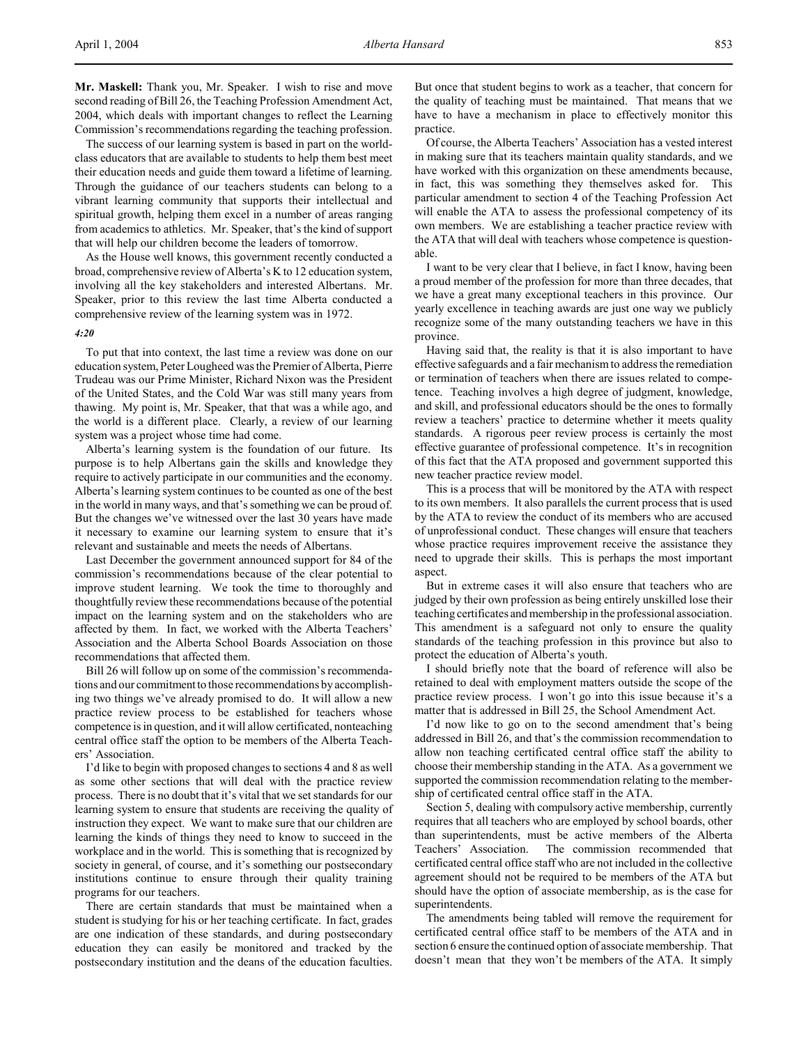**Mr. Maskell:** Thank you, Mr. Speaker. I wish to rise and move second reading of Bill 26, the Teaching Profession Amendment Act, 2004, which deals with important changes to reflect the Learning Commission's recommendations regarding the teaching profession.

The success of our learning system is based in part on the world-class educators that are available to students to help them best meet their education needs and guide them toward a lifetime of learning. Through the guidance of our teachers students can belong to a vibrant learning community that supports their intellectual and spiritual growth, helping them excel in a number of areas ranging from academics to athletics. Mr. Speaker, that's the kind of support that will help our children become the leaders of tomorrow.

As the House well knows, this government recently conducted a broad, comprehensive review of Alberta's K to 12 education system, involving all the key stakeholders and interested Albertans. Mr. Speaker, prior to this review the last time Alberta conducted a comprehensive review of the learning system was in 1972.

*4:20*

To put that into context, the last time a review was done on our education system, Peter Lougheed was the Premier of Alberta, Pierre Trudeau was our Prime Minister, Richard Nixon was the President of the United States, and the Cold War was still many years from thawing. My point is, Mr. Speaker, that that was a while ago, and the world is a different place. Clearly, a review of our learning system was a project whose time had come.

Alberta's learning system is the foundation of our future. Its purpose is to help Albertans gain the skills and knowledge they require to actively participate in our communities and the economy. Alberta's learning system continues to be counted as one of the best in the world in many ways, and that's something we can be proud of. But the changes we've witnessed over the last 30 years have made it necessary to examine our learning system to ensure that it's relevant and sustainable and meets the needs of Albertans.

Last December the government announced support for 84 of the commission's recommendations because of the clear potential to improve student learning. We took the time to thoroughly and thoughtfully review these recommendations because of the potential impact on the learning system and on the stakeholders who are affected by them. In fact, we worked with the Alberta Teachers' Association and the Alberta School Boards Association on those recommendations that affected them.

Bill 26 will follow up on some of the commission's recommendations and our commitment to those recommendations by accomplishing two things we've already promised to do. It will allow a new practice review process to be established for teachers whose competence is in question, and it will allow certificated, nonteaching central office staff the option to be members of the Alberta Teachers' Association.

I'd like to begin with proposed changes to sections 4 and 8 as well as some other sections that will deal with the practice review process. There is no doubt that it's vital that we set standards for our learning system to ensure that students are receiving the quality of instruction they expect. We want to make sure that our children are learning the kinds of things they need to know to succeed in the workplace and in the world. This is something that is recognized by society in general, of course, and it's something our postsecondary institutions continue to ensure through their quality training programs for our teachers.

There are certain standards that must be maintained when a student is studying for his or her teaching certificate. In fact, grades are one indication of these standards, and during postsecondary education they can easily be monitored and tracked by the postsecondary institution and the deans of the education faculties. But once that student begins to work as a teacher, that concern for the quality of teaching must be maintained. That means that we have to have a mechanism in place to effectively monitor this practice.

Of course, the Alberta Teachers' Association has a vested interest in making sure that its teachers maintain quality standards, and we have worked with this organization on these amendments because, in fact, this was something they themselves asked for. This particular amendment to section 4 of the Teaching Profession Act will enable the ATA to assess the professional competency of its own members. We are establishing a teacher practice review with the ATA that will deal with teachers whose competence is questionable.

I want to be very clear that I believe, in fact I know, having been a proud member of the profession for more than three decades, that we have a great many exceptional teachers in this province. Our yearly excellence in teaching awards are just one way we publicly recognize some of the many outstanding teachers we have in this province.

Having said that, the reality is that it is also important to have effective safeguards and a fair mechanism to address the remediation or termination of teachers when there are issues related to competence. Teaching involves a high degree of judgment, knowledge, and skill, and professional educators should be the ones to formally review a teachers' practice to determine whether it meets quality standards. A rigorous peer review process is certainly the most effective guarantee of professional competence. It's in recognition of this fact that the ATA proposed and government supported this new teacher practice review model.

This is a process that will be monitored by the ATA with respect to its own members. It also parallels the current process that is used by the ATA to review the conduct of its members who are accused of unprofessional conduct. These changes will ensure that teachers whose practice requires improvement receive the assistance they need to upgrade their skills. This is perhaps the most important aspect.

But in extreme cases it will also ensure that teachers who are judged by their own profession as being entirely unskilled lose their teaching certificates and membership in the professional association. This amendment is a safeguard not only to ensure the quality standards of the teaching profession in this province but also to protect the education of Alberta's youth.

I should briefly note that the board of reference will also be retained to deal with employment matters outside the scope of the practice review process. I won't go into this issue because it's a matter that is addressed in Bill 25, the School Amendment Act.

I'd now like to go on to the second amendment that's being addressed in Bill 26, and that's the commission recommendation to allow non teaching certificated central office staff the ability to choose their membership standing in the ATA. As a government we supported the commission recommendation relating to the membership of certificated central office staff in the ATA.

Section 5, dealing with compulsory active membership, currently requires that all teachers who are employed by school boards, other than superintendents, must be active members of the Alberta Teachers' Association. The commission recommended that certificated central office staff who are not included in the collective agreement should not be required to be members of the ATA but should have the option of associate membership, as is the case for superintendents.

The amendments being tabled will remove the requirement for certificated central office staff to be members of the ATA and in section 6 ensure the continued option of associate membership. That doesn't mean that they won't be members of the ATA. It simply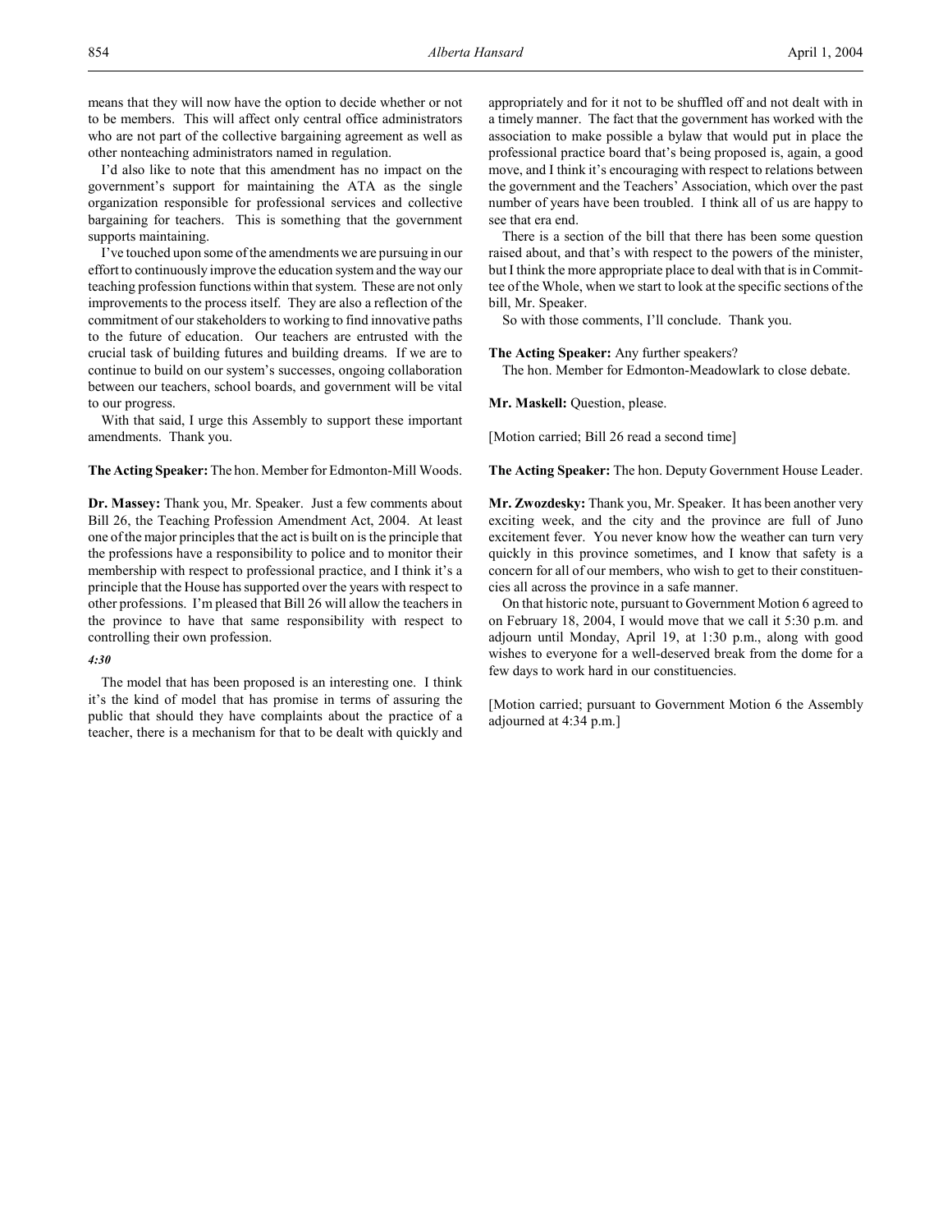means that they will now have the option to decide whether or not to be members. This will affect only central office administrators who are not part of the collective bargaining agreement as well as other nonteaching administrators named in regulation.

I'd also like to note that this amendment has no impact on the government's support for maintaining the ATA as the single organization responsible for professional services and collective bargaining for teachers. This is something that the government supports maintaining.

I've touched upon some of the amendments we are pursuing in our effort to continuously improve the education system and the way our teaching profession functions within that system. These are not only improvements to the process itself. They are also a reflection of the commitment of our stakeholders to working to find innovative paths to the future of education. Our teachers are entrusted with the crucial task of building futures and building dreams. If we are to continue to build on our system's successes, ongoing collaboration between our teachers, school boards, and government will be vital to our progress.

With that said, I urge this Assembly to support these important amendments. Thank you.

**The Acting Speaker:** The hon. Member for Edmonton-Mill Woods.

**Dr. Massey:** Thank you, Mr. Speaker. Just a few comments about Bill 26, the Teaching Profession Amendment Act, 2004. At least one of the major principles that the act is built on is the principle that the professions have a responsibility to police and to monitor their membership with respect to professional practice, and I think it's a principle that the House has supported over the years with respect to other professions. I'm pleased that Bill 26 will allow the teachers in the province to have that same responsibility with respect to controlling their own profession.

***4:30***

The model that has been proposed is an interesting one. I think it's the kind of model that has promise in terms of assuring the public that should they have complaints about the practice of a teacher, there is a mechanism for that to be dealt with quickly and appropriately and for it not to be shuffled off and not dealt with in a timely manner. The fact that the government has worked with the association to make possible a bylaw that would put in place the professional practice board that's being proposed is, again, a good move, and I think it's encouraging with respect to relations between the government and the Teachers' Association, which over the past number of years have been troubled. I think all of us are happy to see that era end.

There is a section of the bill that there has been some question raised about, and that's with respect to the powers of the minister, but I think the more appropriate place to deal with that is in Committee of the Whole, when we start to look at the specific sections of the bill, Mr. Speaker.

So with those comments, I'll conclude. Thank you.

**The Acting Speaker:** Any further speakers?

The hon. Member for Edmonton-Meadowlark to close debate.

**Mr. Maskell:** Question, please.

[Motion carried; Bill 26 read a second time]

**The Acting Speaker:** The hon. Deputy Government House Leader.

**Mr. Zwozdesky:** Thank you, Mr. Speaker. It has been another very exciting week, and the city and the province are full of Juno excitement fever. You never know how the weather can turn very quickly in this province sometimes, and I know that safety is a concern for all of our members, who wish to get to their constituencies all across the province in a safe manner.

On that historic note, pursuant to Government Motion 6 agreed to on February 18, 2004, I would move that we call it 5:30 p.m. and adjourn until Monday, April 19, at 1:30 p.m., along with good wishes to everyone for a well-deserved break from the dome for a few days to work hard in our constituencies.

[Motion carried; pursuant to Government Motion 6 the Assembly adjourned at 4:34 p.m.]